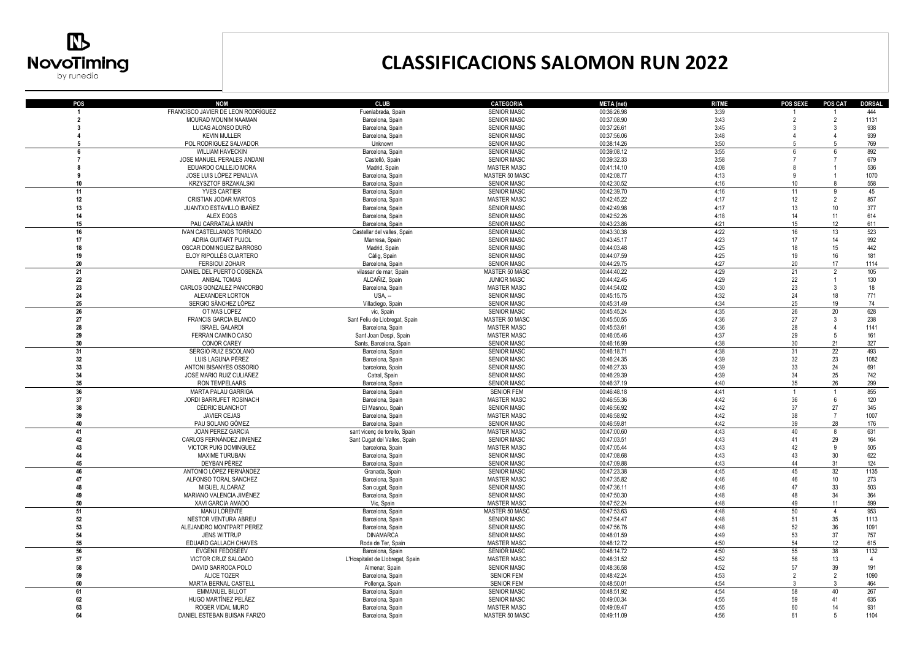# CLASSIFICACIONS SALOMON RUN 2022

| POS | NOM | CLUB | CATEGORIA | META (net) | RITME | POS SEXE | POS CAT | DORSAL |
|---|---|---|---|---|---|---|---|---|
| 1 | FRANCISCO JAVIER DE LEON RODRÍGUEZ | Fuenlabrada, Spain | SENIOR MASC | 00:36:26.98 | 3:39 | 1 | 1 | 444 |
| 2 | MOURAD MOUNIM NAAMAN | Barcelona, Spain | SENIOR MASC | 00:37:08.90 | 3:43 | 2 | 2 | 1131 |
| 3 | LUCAS ALONSO DURÓ | Barcelona, Spain | SENIOR MASC | 00:37:26.61 | 3:45 | 3 | 3 | 938 |
| 4 | KEVIN MULLER | Barcelona, Spain | SENIOR MASC | 00:37:56.06 | 3:48 | 4 | 4 | 939 |
| 5 | POL RODRIGUEZ SALVADOR | Unknown | SENIOR MASC | 00:38:14.26 | 3:50 | 5 | 5 | 769 |
| 6 | WILLIAM HAVECKIN | Barcelona, Spain | SENIOR MASC | 00:39:08.12 | 3:55 | 6 | 6 | 892 |
| 7 | JOSE MANUEL PERALES ANDANI | Castelló, Spain | SENIOR MASC | 00:39:32.33 | 3:58 | 7 | 7 | 679 |
| 8 | EDUARDO CALLEJO MORA | Madrid, Spain | MASTER MASC | 00:41:14.10 | 4:08 | 8 | 1 | 536 |
| 9 | JOSE LUIS LÓPEZ PENALVA | Barcelona, Spain | MASTER 50 MASC | 00:42:08.77 | 4:13 | 9 | 1 | 1070 |
| 10 | KRZYSZTOF BRZAKALSKI | Barcelona, Spain | SENIOR MASC | 00:42:30.52 | 4:16 | 10 | 8 | 558 |
| 11 | YVES CARTIER | Barcelona, Spain | SENIOR MASC | 00:42:39.70 | 4:16 | 11 | 9 | 45 |
| 12 | CRISTIAN JODAR MARTOS | Barcelona, Spain | MASTER MASC | 00:42:45.22 | 4:17 | 12 | 2 | 857 |
| 13 | JUANTXO ESTAVILLO IBAÑEZ | Barcelona, Spain | SENIOR MASC | 00:42:49.98 | 4:17 | 13 | 10 | 377 |
| 14 | ALEX EGGS | Barcelona, Spain | SENIOR MASC | 00:42:52.26 | 4:18 | 14 | 11 | 614 |
| 15 | PAU CARRATALÀ MARÍN | Barcelona, Spain | SENIOR MASC | 00:43:23.86 | 4:21 | 15 | 12 | 611 |
| 16 | IVAN CASTELLANOS TORRADO | Castellar del valles, Spain | SENIOR MASC | 00:43:30.38 | 4:22 | 16 | 13 | 523 |
| 17 | ADRIA GUITART PUJOL | Manresa, Spain | SENIOR MASC | 00:43:45.17 | 4:23 | 17 | 14 | 992 |
| 18 | OSCAR DOMINGUEZ BARROSO | Madrid, Spain | SENIOR MASC | 00:44:03.48 | 4:25 | 18 | 15 | 442 |
| 19 | ELOY RIPOLLÉS CUARTERO | Càlig, Spain | SENIOR MASC | 00:44:07.59 | 4:25 | 19 | 16 | 181 |
| 20 | FERSIOUI ZOHAIR | Barcelona, Spain | SENIOR MASC | 00:44:29.75 | 4:27 | 20 | 17 | 1114 |
| 21 | DANIEL DEL PUERTO COSENZA | vilassar de mar, Spain | MASTER 50 MASC | 00:44:40.22 | 4:29 | 21 | 2 | 105 |
| 22 | ANIBAL TOMAS | ALCAÑIZ, Spain | JUNIOR MASC | 00:44:42.45 | 4:29 | 22 | 1 | 130 |
| 23 | CARLOS GONZALEZ PANCORBO | Barcelona, Spain | MASTER MASC | 00:44:54.02 | 4:30 | 23 | 3 | 18 |
| 24 | ALEXANDER LORTON | USA, -- | SENIOR MASC | 00:45:15.75 | 4:32 | 24 | 18 | 771 |
| 25 | SERGIO SÁNCHEZ LÓPEZ | Villadiego, Spain | SENIOR MASC | 00:45:31.49 | 4:34 | 25 | 19 | 74 |
| 26 | OT MAS LOPEZ | vic, Spain | SENIOR MASC | 00:45:45.24 | 4:35 | 26 | 20 | 628 |
| 27 | FRANCIS GARCIA BLANCO | Sant Feliu de Llobregat, Spain | MASTER 50 MASC | 00:45:50.55 | 4:36 | 27 | 3 | 238 |
| 28 | ISRAEL GALARDI | Barcelona, Spain | MASTER MASC | 00:45:53.61 | 4:36 | 28 | 4 | 1141 |
| 29 | FERRAN CAMINO CASO | Sant Joan Despi, Spain | MASTER MASC | 00:46:05.46 | 4:37 | 29 | 5 | 161 |
| 30 | CONOR CAREY | Sants, Barcelona, Spain | SENIOR MASC | 00:46:16.99 | 4:38 | 30 | 21 | 327 |
| 31 | SERGIO RUIZ ESCOLANO | Barcelona, Spain | SENIOR MASC | 00:46:18.71 | 4:38 | 31 | 22 | 493 |
| 32 | LUIS LAGUNA PÉREZ | Barcelona, Spain | SENIOR MASC | 00:46:24.35 | 4:39 | 32 | 23 | 1082 |
| 33 | ANTONI BISANYES OSSORIO | barcelona, Spain | SENIOR MASC | 00:46:27.33 | 4:39 | 33 | 24 | 691 |
| 34 | JOSÉ MARIO RUIZ CULIÁÑEZ | Catral, Spain | SENIOR MASC | 00:46:29.39 | 4:39 | 34 | 25 | 742 |
| 35 | RON TEMPELAARS | Barcelona, Spain | SENIOR MASC | 00:46:37.19 | 4:40 | 35 | 26 | 299 |
| 36 | MARTA PALAU GARRIGA | Barcelona, Spain | SENIOR FEM | 00:46:48.18 | 4:41 | 1 | 1 | 855 |
| 37 | JORDI BARRUFET ROSINACH | Barcelona, Spain | MASTER MASC | 00:46:55.36 | 4:42 | 36 | 6 | 120 |
| 38 | CÉDRIC BLANCHOT | El Masnou, Spain | SENIOR MASC | 00:46:56.92 | 4:42 | 37 | 27 | 345 |
| 39 | JAVIER CEJAS | Barcelona, Spain | MASTER MASC | 00:46:58.92 | 4:42 | 38 | 7 | 1007 |
| 40 | PAU SOLANO GÓMEZ | Barcelona, Spain | SENIOR MASC | 00:46:59.81 | 4:42 | 39 | 28 | 176 |
| 41 | JOAN PEREZ GARCIA | sant vicenç de torello, Spain | MASTER MASC | 00:47:00.60 | 4:43 | 40 | 8 | 631 |
| 42 | CARLOS FERNÁNDEZ JIMENEZ | Sant Cugat del Valles, Spain | SENIOR MASC | 00:47:03.51 | 4:43 | 41 | 29 | 164 |
| 43 | VICTOR PUIG DOMINGUEZ | barcelona, Spain | MASTER MASC | 00:47:05.44 | 4:43 | 42 | 9 | 505 |
| 44 | MAXIME TURUBAN | Barcelona, Spain | SENIOR MASC | 00:47:08.68 | 4:43 | 43 | 30 | 622 |
| 45 | DEYBAN PÉREZ | Barcelona, Spain | SENIOR MASC | 00:47:09.88 | 4:43 | 44 | 31 | 124 |
| 46 | ANTONIO LÓPEZ FERNÁNDEZ | Granada, Spain | SENIOR MASC | 00:47:23.38 | 4:45 | 45 | 32 | 1135 |
| 47 | ALFONSO TORAL SÁNCHEZ | Barcelona, Spain | MASTER MASC | 00:47:35.82 | 4:46 | 46 | 10 | 273 |
| 48 | MIGUEL ALCARAZ | San cugat, Spain | SENIOR MASC | 00:47:36.11 | 4:46 | 47 | 33 | 503 |
| 49 | MARIANO VALENCIA JIMÉNEZ | Barcelona, Spain | SENIOR MASC | 00:47:50.30 | 4:48 | 48 | 34 | 364 |
| 50 | XAVI GARCIA AMADÓ | Vic, Spain | MASTER MASC | 00:47:52.24 | 4:48 | 49 | 11 | 599 |
| 51 | MANU LORENTE | Barcelona, Spain | MASTER 50 MASC | 00:47:53.63 | 4:48 | 50 | 4 | 953 |
| 52 | NÉSTOR VENTURA ABREU | Barcelona, Spain | SENIOR MASC | 00:47:54.47 | 4:48 | 51 | 35 | 1113 |
| 53 | ALEJANDRO MONTPART PEREZ | Barcelona, Spain | SENIOR MASC | 00:47:56.76 | 4:48 | 52 | 36 | 1091 |
| 54 | JENS WITTRUP | DINAMARCA | SENIOR MASC | 00:48:01.59 | 4:49 | 53 | 37 | 757 |
| 55 | EDUARD GALLACH CHAVES | Roda de Ter, Spain | MASTER MASC | 00:48:12.72 | 4:50 | 54 | 12 | 615 |
| 56 | EVGENII FEDOSEEV | Barcelona, Spain | SENIOR MASC | 00:48:14.72 | 4:50 | 55 | 38 | 1132 |
| 57 | VICTOR CRUZ SALGADO | L'Hospitalet de Llobregat, Spain | MASTER MASC | 00:48:31.52 | 4:52 | 56 | 13 | 4 |
| 58 | DAVID SARROCA POLO | Almenar, Spain | SENIOR MASC | 00:48:36.58 | 4:52 | 57 | 39 | 191 |
| 59 | ALICE TOZER | Barcelona, Spain | SENIOR FEM | 00:48:42.24 | 4:53 | 2 | 2 | 1090 |
| 60 | MARTA BERNAL CASTELL | Pollença, Spain | SENIOR FEM | 00:48:50.01 | 4:54 | 3 | 3 | 464 |
| 61 | EMMANUEL BILLOT | Barcelona, Spain | SENIOR MASC | 00:48:51.92 | 4:54 | 58 | 40 | 267 |
| 62 | HUGO MARTÍNEZ PELÁEZ | Barcelona, Spain | SENIOR MASC | 00:49:00.34 | 4:55 | 59 | 41 | 635 |
| 63 | ROGER VIDAL MURO | Barcelona, Spain | MASTER MASC | 00:49:09.47 | 4:55 | 60 | 14 | 931 |
| 64 | DANIEL ESTEBAN BUISAN FARIZO | Barcelona, Spain | MASTER 50 MASC | 00:49:11.09 | 4:56 | 61 | 5 | 1104 |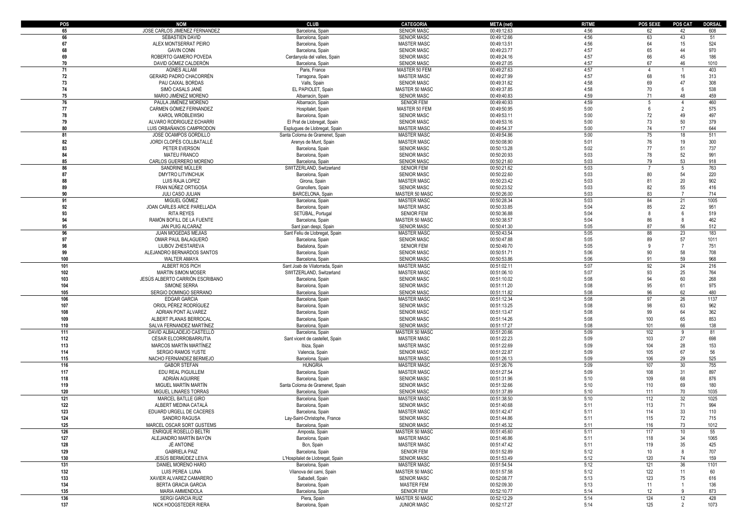| POS | NOM | CLUB | CATEGORIA | META (net) | RITME | POS SEXE | POS CAT | DORSAL |
|---|---|---|---|---|---|---|---|---|
| 65 | JOSE CARLOS JIMENEZ FERNANDEZ | Barcelona, Spain | SENIOR MASC | 00:49:12.63 | 4:56 | 62 | 42 | 608 |
| 66 | SÉBASTIEN DAVID | Barcelona, Spain | SENIOR MASC | 00:49:12.66 | 4:56 | 63 | 43 | 51 |
| 67 | ALEX MONTSERRAT PEIRO | Barcelona, Spain | MASTER MASC | 00:49:13.51 | 4:56 | 64 | 15 | 524 |
| 68 | GAVIN CONN | Barcelona, Spain | SENIOR MASC | 00:49:23.77 | 4:57 | 65 | 44 | 970 |
| 69 | ROBERTO GAMERO POVEDA | Cerdanyola del valles, Spain | SENIOR MASC | 00:49:24.16 | 4:57 | 66 | 45 | 186 |
| 70 | DAVID GÓMEZ CALDERÓN | Barcelona, Spain | SENIOR MASC | 00:49:27.05 | 4:57 | 67 | 46 | 1010 |
| 71 | AGNES ALLAM | Paris, France | MASTER 50 FEM | 00:49:27.63 | 4:57 | 4 | 1 | 403 |
| 72 | GERARD PADRÓ CHACORRÉN | Tarragona, Spain | MASTER MASC | 00:49:27.99 | 4:57 | 68 | 16 | 313 |
| 73 | PAU CAIXAL BORDAS | Valls, Spain | SENIOR MASC | 00:49:31.62 | 4:58 | 69 | 47 | 308 |
| 74 | SIMÓ CASALS JANÉ | EL PAPIOLET, Spain | MASTER 50 MASC | 00:49:37.85 | 4:58 | 70 | 6 | 538 |
| 75 | MARIO JIMÉNEZ MORENO | Albarracin, Spain | SENIOR MASC | 00:49:40.83 | 4:59 | 71 | 48 | 459 |
| 76 | PAULA JIMÉNEZ MORENO | Albarracin, Spain | SENIOR FEM | 00:49:40.93 | 4:59 | 5 | 4 | 460 |
| 77 | CARMEN GÓMEZ FERNÁNDEZ | Hospitalet, Spain | MASTER 50 FEM | 00:49:50.95 | 5:00 | 6 | 2 | 575 |
| 78 | KAROL WRÓBLEWSKI | Barcelona, Spain | SENIOR MASC | 00:49:53.11 | 5:00 | 72 | 49 | 497 |
| 79 | ALVARO RODRIGUEZ ECHARRI | El Prat de Llobregat, Spain | SENIOR MASC | 00:49:53.16 | 5:00 | 73 | 50 | 379 |
| 80 | LUIS ORBAÑANOS CAMPRODON | Esplugues de Llobregat, Spain | MASTER MASC | 00:49:54.37 | 5:00 | 74 | 17 | 644 |
| 81 | JOSE OCAMPOS GORDILLO | Santa Coloma de Gramenet, Spain | MASTER MASC | 00:49:54.86 | 5:00 | 75 | 18 | 511 |
| 82 | JORDI CLOPÉS COLLBATALLÉ | Arenys de Munt, Spain | MASTER MASC | 00:50:08.90 | 5:01 | 76 | 19 | 300 |
| 83 | PETER EVERSON | Barcelona, Spain | SENIOR MASC | 00:50:13.28 | 5:02 | 77 | 51 | 737 |
| 84 | MATEU FRANCO | Barcelona, Spain | SENIOR MASC | 00:50:20.93 | 5:03 | 78 | 52 | 991 |
| 85 | CARLOS GUERRERO MORENO | Barcelona, Spain | SENIOR MASC | 00:50:21.60 | 5:03 | 79 | 53 | 918 |
| 86 | SANDRINE MÜLLER | SWITZERLAND, Switzerland | SENIOR FEM | 00:50:21.62 | 5:03 | 7 | 5 | 763 |
| 87 | DMYTRO LITVINCHUK | Barcelona, Spain | SENIOR MASC | 00:50:22.60 | 5:03 | 80 | 54 | 220 |
| 88 | LUIS RAJA LOPEZ | Girona, Spain | MASTER MASC | 00:50:23.42 | 5:03 | 81 | 20 | 902 |
| 89 | FRAN NÚÑEZ ORTIGOSA | Granollers, Spain | SENIOR MASC | 00:50:23.52 | 5:03 | 82 | 55 | 416 |
| 90 | JULI CASO JULIAN | BARCELONA, Spain | MASTER 50 MASC | 00:50:26.00 | 5:03 | 83 | 7 | 714 |
| 91 | MIGUEL GÓMEZ | Barcelona, Spain | MASTER MASC | 00:50:28.34 | 5:03 | 84 | 21 | 1005 |
| 92 | JOAN CARLES ARCE PARELLADA | Barcelona, Spain | MASTER MASC | 00:50:33.85 | 5:04 | 85 | 22 | 951 |
| 93 | RITA REYES | SETÚBAL, Portugal | SENIOR FEM | 00:50:36.88 | 5:04 | 8 | 6 | 519 |
| 94 | RAMÓN BOFILL DE LA FUENTE | Barcelona, Spain | MASTER 50 MASC | 00:50:38.57 | 5:04 | 86 | 8 | 462 |
| 95 | JAN PUIG ALCARAZ | Sant joan despi, Spain | SENIOR MASC | 00:50:41.30 | 5:05 | 87 | 56 | 512 |
| 96 | JUAN MOGEDAS MEJIAS | Sant Feliu de Llobregat, Spain | MASTER MASC | 00:50:43.54 | 5:05 | 88 | 23 | 183 |
| 97 | OMAR PAUL BALAGUERÓ | Barcelona, Spain | SENIOR MASC | 00:50:47.88 | 5:05 | 89 | 57 | 1011 |
| 98 | LIUBOV ZHESTAREVA | Badalona, Spain | SENIOR FEM | 00:50:49.70 | 5:05 | 9 | 7 | 751 |
| 99 | ALEJANDRO BERNARDOS SANTOS | Barcelona, Spain | SENIOR MASC | 00:50:51.71 | 5:06 | 90 | 58 | 708 |
| 100 | WALTER AMAYA | Barcelona, Spain | SENIOR MASC | 00:50:53.86 | 5:06 | 91 | 59 | 968 |
| 101 | ALBERT ROS PICH | Sant Joab de Vilatorrada, Spain | MASTER MASC | 00:51:02.11 | 5:07 | 92 | 24 | 216 |
| 102 | MARTIN SIMON MOSER | SWITZERLAND, Switzerland | MASTER MASC | 00:51:06.10 | 5:07 | 93 | 25 | 764 |
| 103 | JESÚS ALBERTO CARRIÓN ESCRIBANO | Barcelona, Spain | SENIOR MASC | 00:51:10.02 | 5:08 | 94 | 60 | 268 |
| 104 | SIMONE SERRA | Barcelona, Spain | SENIOR MASC | 00:51:11.20 | 5:08 | 95 | 61 | 975 |
| 105 | SERGIO DOMINGO SERRANO | Barcelona, Spain | SENIOR MASC | 00:51:11.82 | 5:08 | 96 | 62 | 480 |
| 106 | EDGAR GARCIA | Barcelona, Spain | MASTER MASC | 00:51:12.34 | 5:08 | 97 | 26 | 1137 |
| 107 | ORIOL PÉREZ RODRÍGUEZ | Barcelona, Spain | SENIOR MASC | 00:51:13.25 | 5:08 | 98 | 63 | 962 |
| 108 | ADRIAN PONT ÁLVAREZ | Barcelona, Spain | SENIOR MASC | 00:51:13.47 | 5:08 | 99 | 64 | 362 |
| 109 | ALBERT PLANAS BERROCAL | Barcelona, Spain | SENIOR MASC | 00:51:14.26 | 5:08 | 100 | 65 | 853 |
| 110 | SALVA FERNANDEZ MARTÍNEZ | Barcelona, Spain | SENIOR MASC | 00:51:17.27 | 5:08 | 101 | 66 | 138 |
| 111 | DAVID ALBALADEJO CASTELLÓ | Barcelona, Spain | MASTER 50 MASC | 00:51:20.66 | 5:09 | 102 | 9 | 81 |
| 112 | CÉSAR ELCORROBARRUTIA | Sant vicent de castellet, Spain | MASTER MASC | 00:51:22.23 | 5:09 | 103 | 27 | 698 |
| 113 | MARCOS MARTÍN MARTÍNEZ | Ibiza, Spain | MASTER MASC | 00:51:22.69 | 5:09 | 104 | 28 | 153 |
| 114 | SERGIO RAMOS YUSTE | Valencia, Spain | SENIOR MASC | 00:51:22.87 | 5:09 | 105 | 67 | 56 |
| 115 | NACHO FERNÁNDEZ BERMEJO | Barcelona, Spain | MASTER MASC | 00:51:26.13 | 5:09 | 106 | 29 | 525 |
| 116 | GABOR STEFAN | HUNGRIA | MASTER MASC | 00:51:26.76 | 5:09 | 107 | 30 | 755 |
| 117 | EDU REAL PIGUILLEM | Barcelona, Spain | MASTER MASC | 00:51:27.54 | 5:09 | 108 | 31 | 897 |
| 118 | ADRIÁN AGUIRRE | Barcelona, Spain | SENIOR MASC | 00:51:31.96 | 5:10 | 109 | 68 | 876 |
| 119 | MIGUEL MARTÍN MARTÍN | Santa Coloma de Gramenet, Spain | SENIOR MASC | 00:51:32.66 | 5:10 | 110 | 69 | 180 |
| 120 | MIGUEL LINARES TORRAS | Barcelona, Spain | SENIOR MASC | 00:51:37.89 | 5:10 | 111 | 70 | 1035 |
| 121 | MARCEL BATLLE GIRO | Barcelona, Spain | MASTER MASC | 00:51:38.50 | 5:10 | 112 | 32 | 1025 |
| 122 | ALBERT MEDINA CATALÀ | Barcelona, Spain | SENIOR MASC | 00:51:40.68 | 5:11 | 113 | 71 | 994 |
| 123 | EDUARD URGELL DE CÁCERES | Barcelona, Spain | MASTER MASC | 00:51:42.47 | 5:11 | 114 | 33 | 110 |
| 124 | SANDRO RAGUSA | Lay-Saint-Christophe, France | SENIOR MASC | 00:51:44.86 | 5:11 | 115 | 72 | 715 |
| 125 | MARCEL OSCAR SORT GUSTEMS | Barcelona, Spain | SENIOR MASC | 00:51:45.32 | 5:11 | 116 | 73 | 1012 |
| 126 | ENRIQUE ROSELLO BELTRI | Amposta, Spain | MASTER 50 MASC | 00:51:45.60 | 5:11 | 117 | 10 | 55 |
| 127 | ALEJANDRO MARTÍN BAYÓN | Barcelona, Spain | MASTER MASC | 00:51:46.86 | 5:11 | 118 | 34 | 1065 |
| 128 | JÉ ANTOINE | Bcn, Spain | MASTER MASC | 00:51:47.42 | 5:11 | 119 | 35 | 425 |
| 129 | GABRIELA PAIZ | Barcelona, Spain | SENIOR FEM | 00:51:52.89 | 5:12 | 10 | 8 | 707 |
| 130 | JESÚS BERMÚDEZ LEIVA | L'Hospitalet de Llobregat, Spain | SENIOR MASC | 00:51:53.49 | 5:12 | 120 | 74 | 159 |
| 131 | DANIEL MORENO HARO | Barcelona, Spain | MASTER MASC | 00:51:54.54 | 5:12 | 121 | 36 | 1101 |
| 132 | LUIS PEREA LUNA | Vilanova del cami, Spain | MASTER 50 MASC | 00:51:57.58 | 5:12 | 122 | 11 | 60 |
| 133 | XAVIER ALVAREZ CAMARERO | Sabadell, Spain | SENIOR MASC | 00:52:08.77 | 5:13 | 123 | 75 | 616 |
| 134 | BERTA GRACIA GARCIA | Barcelona, Spain | MASTER FEM | 00:52:09.30 | 5:13 | 11 | 1 | 136 |
| 135 | MARIA AMMENDOLA | Barcelona, Spain | SENIOR FEM | 00:52:10.77 | 5:14 | 12 | 9 | 873 |
| 136 | SERGI GARCIA RUIZ | Piera, Spain | MASTER 50 MASC | 00:52:12.29 | 5:14 | 124 | 12 | 428 |
| 137 | NICK HOOGSTEDER RIERA | Barcelona, Spain | JUNIOR MASC | 00:52:17.27 | 5:14 | 125 | 2 | 1073 |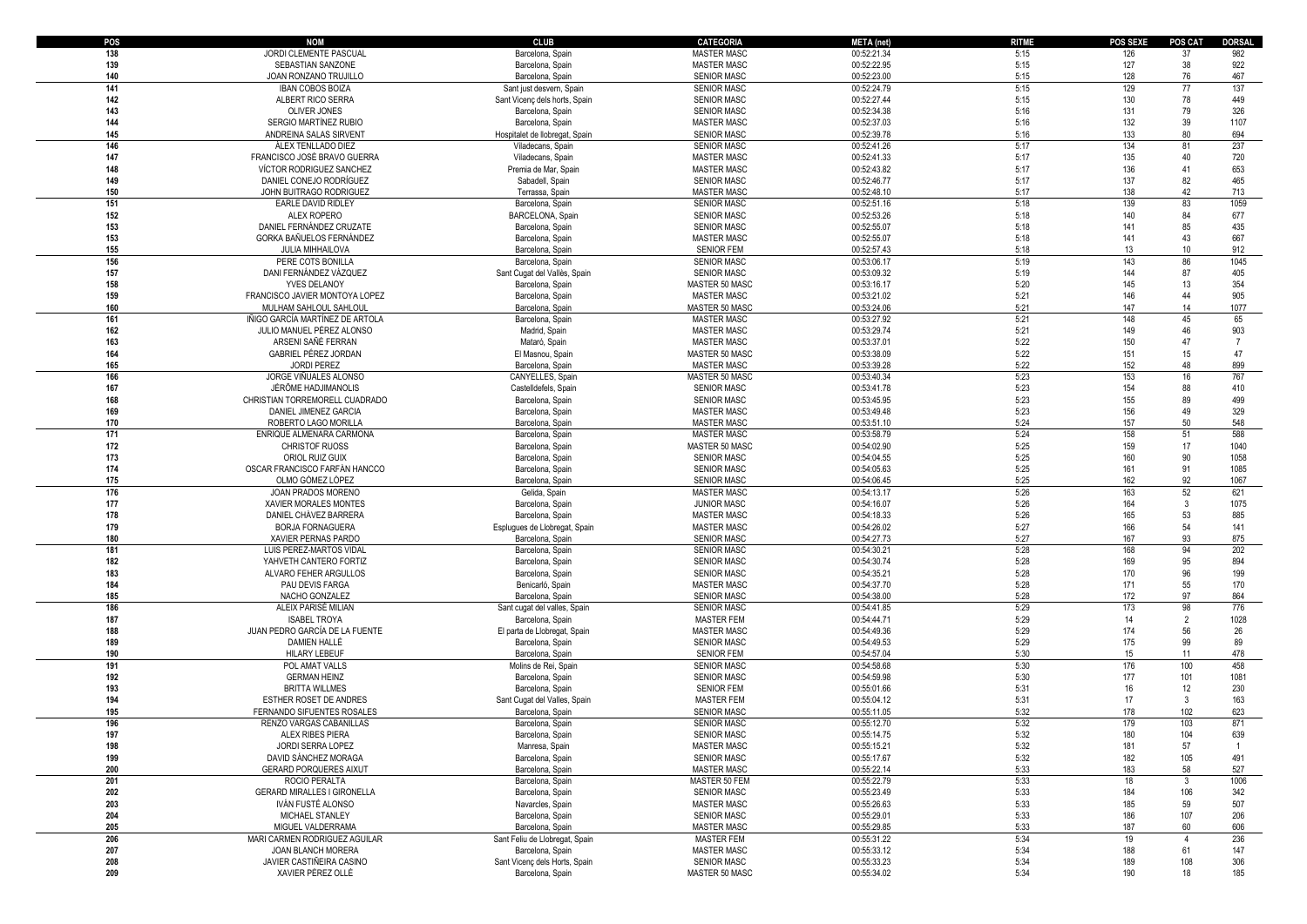| POS | NOM | CLUB | CATEGORIA | META (net) | RITME | POS SEXE | POS CAT | DORSAL |
|---|---|---|---|---|---|---|---|---|
| 138 | JORDI CLEMENTE PASCUAL | Barcelona, Spain | MASTER MASC | 00:52:21.34 | 5:15 | 126 | 37 | 982 |
| 139 | SEBASTIAN SANZONE | Barcelona, Spain | MASTER MASC | 00:52:22.95 | 5:15 | 127 | 38 | 922 |
| 140 | JOAN RONZANO TRUJILLO | Barcelona, Spain | SENIOR MASC | 00:52:23.00 | 5:15 | 128 | 76 | 467 |
| 141 | IBAN COBOS BOIZA | Sant just desvern, Spain | SENIOR MASC | 00:52:24.79 | 5:15 | 129 | 77 | 137 |
| 142 | ALBERT RICO SERRA | Sant Vicenç dels horts, Spain | SENIOR MASC | 00:52:27.44 | 5:15 | 130 | 78 | 449 |
| 143 | OLIVER JONES | Barcelona, Spain | SENIOR MASC | 00:52:34.38 | 5:16 | 131 | 79 | 326 |
| 144 | SERGIO MARTÍNEZ RUBIO | Barcelona, Spain | MASTER MASC | 00:52:37.03 | 5:16 | 132 | 39 | 1107 |
| 145 | ANDREINA SALAS SIRVENT | Hospitalet de llobregat, Spain | SENIOR MASC | 00:52:39.78 | 5:16 | 133 | 80 | 694 |
| 146 | ÀLEX TENLLADO DIEZ | Viladecans, Spain | SENIOR MASC | 00:52:41.26 | 5:17 | 134 | 81 | 237 |
| 147 | FRANCISCO JOSÉ BRAVO GUERRA | Viladecans, Spain | MASTER MASC | 00:52:41.33 | 5:17 | 135 | 40 | 720 |
| 148 | VÍCTOR RODRIGUEZ SANCHEZ | Premia de Mar, Spain | MASTER MASC | 00:52:43.82 | 5:17 | 136 | 41 | 653 |
| 149 | DANIEL CONEJO RODRÍGUEZ | Sabadell, Spain | SENIOR MASC | 00:52:46.77 | 5:17 | 137 | 82 | 465 |
| 150 | JOHN BUITRAGO RODRIGUEZ | Terrassa, Spain | MASTER MASC | 00:52:48.10 | 5:17 | 138 | 42 | 713 |
| 151 | EARLE DAVID RIDLEY | Barcelona, Spain | SENIOR MASC | 00:52:51.16 | 5:18 | 139 | 83 | 1059 |
| 152 | ALEX ROPERO | BARCELONA, Spain | SENIOR MASC | 00:52:53.26 | 5:18 | 140 | 84 | 677 |
| 153 | DANIEL FERNÁNDEZ CRUZATE | Barcelona, Spain | SENIOR MASC | 00:52:55.07 | 5:18 | 141 | 85 | 435 |
| 153 | GORKA BAÑUELOS FERNÁNDEZ | Barcelona, Spain | MASTER MASC | 00:52:55.07 | 5:18 | 141 | 43 | 667 |
| 155 | JULIA MIHHAILOVA | Barcelona, Spain | SENIOR FEM | 00:52:57.43 | 5:18 | 13 | 10 | 912 |
| 156 | PERE COTS BONILLA | Barcelona, Spain | SENIOR MASC | 00:53:06.17 | 5:19 | 143 | 86 | 1045 |
| 157 | DANI FERNÁNDEZ VÁZQUEZ | Sant Cugat del Vallès, Spain | SENIOR MASC | 00:53:09.32 | 5:19 | 144 | 87 | 405 |
| 158 | YVES DELANOY | Barcelona, Spain | MASTER 50 MASC | 00:53:16.17 | 5:20 | 145 | 13 | 354 |
| 159 | FRANCISCO JAVIER MONTOYA LOPEZ | Barcelona, Spain | MASTER MASC | 00:53:21.02 | 5:21 | 146 | 44 | 905 |
| 160 | MULHAM SAHLOUL SAHLOUL | Barcelona, Spain | MASTER 50 MASC | 00:53:24.06 | 5:21 | 147 | 14 | 1077 |
| 161 | IÑIGO GARCÍA MARTÍNEZ DE ARTOLA | Barcelona, Spain | MASTER MASC | 00:53:27.92 | 5:21 | 148 | 45 | 65 |
| 162 | JULIO MANUEL PÉREZ ALONSO | Madrid, Spain | MASTER MASC | 00:53:29.74 | 5:21 | 149 | 46 | 903 |
| 163 | ARSENI SAÑÉ FERRAN | Mataró, Spain | MASTER MASC | 00:53:37.01 | 5:22 | 150 | 47 | 7 |
| 164 | GABRIEL PÉREZ JORDAN | El Masnou, Spain | MASTER 50 MASC | 00:53:38.09 | 5:22 | 151 | 15 | 47 |
| 165 | JORDI PEREZ | Barcelona, Spain | MASTER MASC | 00:53:39.28 | 5:22 | 152 | 48 | 899 |
| 166 | JORGE VIÑUALES ALONSO | CANYELLES, Spain | MASTER 50 MASC | 00:53:40.34 | 5:23 | 153 | 16 | 767 |
| 167 | JÉRÔME HADJIMANOLIS | Castelldefels, Spain | SENIOR MASC | 00:53:41.78 | 5:23 | 154 | 88 | 410 |
| 168 | CHRISTIAN TORREMORELL CUADRADO | Barcelona, Spain | SENIOR MASC | 00:53:45.95 | 5:23 | 155 | 89 | 499 |
| 169 | DANIEL JIMENEZ GARCIA | Barcelona, Spain | MASTER MASC | 00:53:49.48 | 5:23 | 156 | 49 | 329 |
| 170 | ROBERTO LAGO MORILLA | Barcelona, Spain | MASTER MASC | 00:53:51.10 | 5:24 | 157 | 50 | 548 |
| 171 | ENRIQUE ALMENARA CARMONA | Barcelona, Spain | MASTER MASC | 00:53:58.79 | 5:24 | 158 | 51 | 588 |
| 172 | CHRISTOF RUOSS | Barcelona, Spain | MASTER 50 MASC | 00:54:02.90 | 5:25 | 159 | 17 | 1040 |
| 173 | ORIOL RUIZ GUIX | Barcelona, Spain | SENIOR MASC | 00:54:04.55 | 5:25 | 160 | 90 | 1058 |
| 174 | OSCAR FRANCISCO FARFÁN HANCCO | Barcelona, Spain | SENIOR MASC | 00:54:05.63 | 5:25 | 161 | 91 | 1085 |
| 175 | OLMO GÓMEZ LÓPEZ | Barcelona, Spain | SENIOR MASC | 00:54:06.45 | 5:25 | 162 | 92 | 1067 |
| 176 | JOAN PRADOS MORENO | Gelida, Spain | MASTER MASC | 00:54:13.17 | 5:26 | 163 | 52 | 621 |
| 177 | XAVIER MORALES MONTES | Barcelona, Spain | JUNIOR MASC | 00:54:16.07 | 5:26 | 164 | 3 | 1075 |
| 178 | DANIEL CHÁVEZ BARRERA | Barcelona, Spain | MASTER MASC | 00:54:18.33 | 5:26 | 165 | 53 | 885 |
| 179 | BORJA FORNAGUERA | Esplugues de Llobregat, Spain | MASTER MASC | 00:54:26.02 | 5:27 | 166 | 54 | 141 |
| 180 | XAVIER PERNAS PARDO | Barcelona, Spain | SENIOR MASC | 00:54:27.73 | 5:27 | 167 | 93 | 875 |
| 181 | LUIS PÉREZ-MARTOS VIDAL | Barcelona, Spain | SENIOR MASC | 00:54:30.21 | 5:28 | 168 | 94 | 202 |
| 182 | YAHVETH CANTERO FORTIZ | Barcelona, Spain | SENIOR MASC | 00:54:30.74 | 5:28 | 169 | 95 | 894 |
| 183 | ALVARO FEHER ARGULLOS | Barcelona, Spain | SENIOR MASC | 00:54:35.21 | 5:28 | 170 | 96 | 199 |
| 184 | PAU DEVIS FARGA | Benicarló, Spain | MASTER MASC | 00:54:37.70 | 5:28 | 171 | 55 | 170 |
| 185 | NACHO GONZALEZ | Barcelona, Spain | SENIOR MASC | 00:54:38.00 | 5:28 | 172 | 97 | 864 |
| 186 | ALEIX PARISÉ MILIAN | Sant cugat del valles, Spain | SENIOR MASC | 00:54:41.85 | 5:29 | 173 | 98 | 776 |
| 187 | ISABEL TROYA | Barcelona, Spain | MASTER FEM | 00:54:44.71 | 5:29 | 14 | 2 | 1028 |
| 188 | JUAN PEDRO GARCÍA DE LA FUENTE | El parta de Llobregat, Spain | MASTER MASC | 00:54:49.36 | 5:29 | 174 | 56 | 26 |
| 189 | DAMIEN HALLÉ | Barcelona, Spain | SENIOR MASC | 00:54:49.53 | 5:29 | 175 | 99 | 89 |
| 190 | HILARY LEBEUF | Barcelona, Spain | SENIOR FEM | 00:54:57.04 | 5:30 | 15 | 11 | 478 |
| 191 | POL AMAT VALLS | Molins de Rei, Spain | SENIOR MASC | 00:54:58.68 | 5:30 | 176 | 100 | 458 |
| 192 | GERMAN HEINZ | Barcelona, Spain | SENIOR MASC | 00:54:59.98 | 5:30 | 177 | 101 | 1081 |
| 193 | BRITTA WILLMES | Barcelona, Spain | SENIOR FEM | 00:55:01.66 | 5:31 | 16 | 12 | 230 |
| 194 | ESTHER ROSET DE ANDRES | Sant Cugat del Valles, Spain | MASTER FEM | 00:55:04.12 | 5:31 | 17 | 3 | 163 |
| 195 | FERNANDO SIFUENTES ROSALES | Barcelona, Spain | SENIOR MASC | 00:55:11.05 | 5:32 | 178 | 102 | 623 |
| 196 | RENZO VARGAS CABANILLAS | Barcelona, Spain | SENIOR MASC | 00:55:12.70 | 5:32 | 179 | 103 | 871 |
| 197 | ALEX RIBES PIERA | Barcelona, Spain | SENIOR MASC | 00:55:14.75 | 5:32 | 180 | 104 | 639 |
| 198 | JORDI SERRA LOPEZ | Manresa, Spain | MASTER MASC | 00:55:15.21 | 5:32 | 181 | 57 | 1 |
| 199 | DAVID SÁNCHEZ MORAGA | Barcelona, Spain | SENIOR MASC | 00:55:17.67 | 5:32 | 182 | 105 | 491 |
| 200 | GERARD PORQUERES AIXUT | Barcelona, Spain | MASTER MASC | 00:55:22.14 | 5:33 | 183 | 58 | 527 |
| 201 | ROCIO PERALTA | Barcelona, Spain | MASTER 50 FEM | 00:55:22.79 | 5:33 | 18 | 3 | 1006 |
| 202 | GERARD MIRALLES I GIRONELLA | Barcelona, Spain | SENIOR MASC | 00:55:23.49 | 5:33 | 184 | 106 | 342 |
| 203 | IVÁN FUSTÉ ALONSO | Navarcles, Spain | MASTER MASC | 00:55:26.63 | 5:33 | 185 | 59 | 507 |
| 204 | MICHAEL STANLEY | Barcelona, Spain | SENIOR MASC | 00:55:29.01 | 5:33 | 186 | 107 | 206 |
| 205 | MIGUEL VALDERRAMA | Barcelona, Spain | MASTER MASC | 00:55:29.85 | 5:33 | 187 | 60 | 606 |
| 206 | MARI CARMEN RODRIGUEZ AGUILAR | Sant Feliu de Llobregat, Spain | MASTER FEM | 00:55:31.22 | 5:34 | 19 | 4 | 236 |
| 207 | JOAN BLANCH MORERA | Barcelona, Spain | MASTER MASC | 00:55:33.12 | 5:34 | 188 | 61 | 147 |
| 208 | JAVIER CASTIÑEIRA CASINO | Sant Vicenç dels Horts, Spain | SENIOR MASC | 00:55:33.23 | 5:34 | 189 | 108 | 306 |
| 209 | XAVIER PÉREZ OLLÉ | Barcelona, Spain | MASTER 50 MASC | 00:55:34.02 | 5:34 | 190 | 18 | 185 |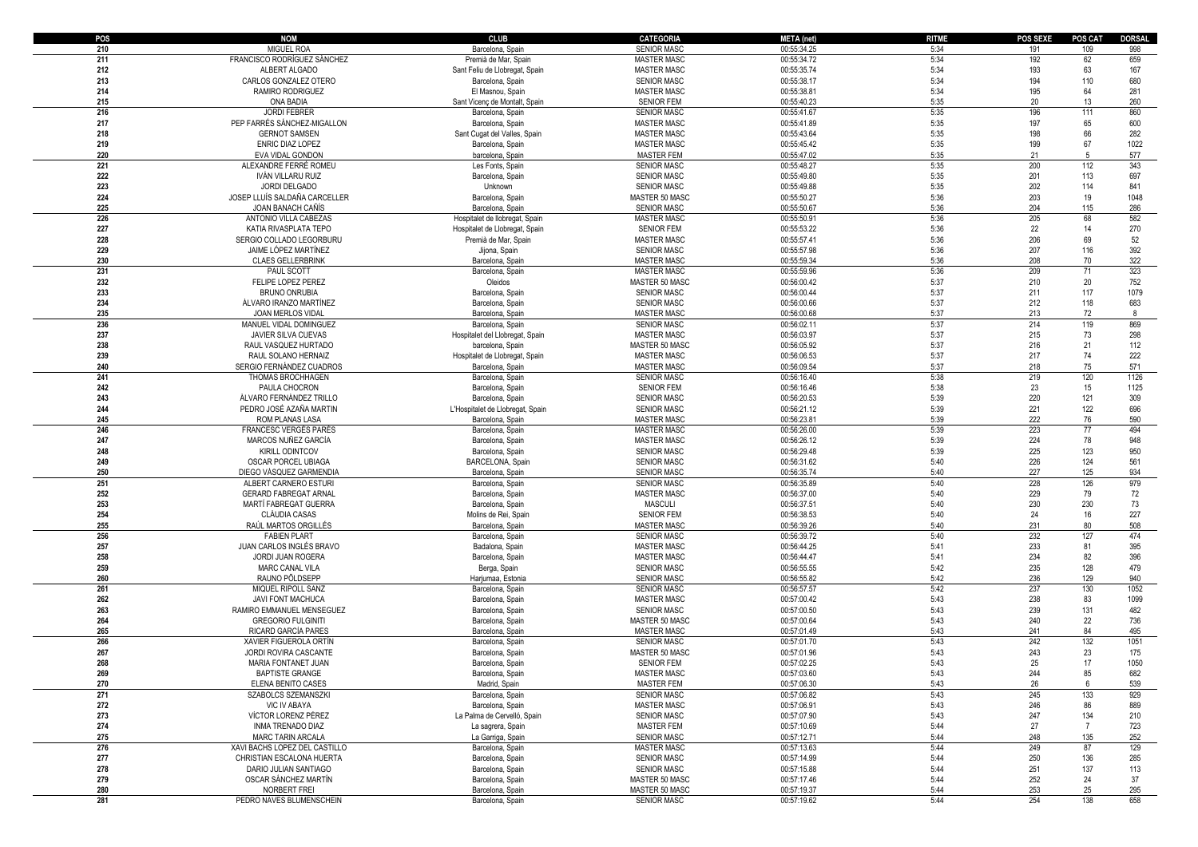| POS | NOM | CLUB | CATEGORIA | META (net) | RITME | POS SEXE | POS CAT | DORSAL |
|---|---|---|---|---|---|---|---|---|
| 210 | MIGUEL ROA | Barcelona, Spain | SENIOR MASC | 00:55:34.25 | 5:34 | 191 | 109 | 998 |
| 211 | FRANCISCO RODRÍGUEZ SÁNCHEZ | Premià de Mar, Spain | MASTER MASC | 00:55:34.72 | 5:34 | 192 | 62 | 659 |
| 212 | ALBERT ALGADO | Sant Feliu de Llobregat, Spain | MASTER MASC | 00:55:35.74 | 5:34 | 193 | 63 | 167 |
| 213 | CARLOS GONZALEZ OTERO | Barcelona, Spain | SENIOR MASC | 00:55:38.17 | 5:34 | 194 | 110 | 680 |
| 214 | RAMIRO RODRIGUEZ | El Masnou, Spain | MASTER MASC | 00:55:38.81 | 5:34 | 195 | 64 | 281 |
| 215 | ONA BADIA | Sant Vicenç de Montalt, Spain | SENIOR FEM | 00:55:40.23 | 5:35 | 20 | 13 | 260 |
| 216 | JORDI FEBRER | Barcelona, Spain | SENIOR MASC | 00:55:41.67 | 5:35 | 196 | 111 | 860 |
| 217 | PEP FARRÉS SÁNCHEZ-MIGALLON | Barcelona, Spain | MASTER MASC | 00:55:41.89 | 5:35 | 197 | 65 | 600 |
| 218 | GERNOT SAMSEN | Sant Cugat del Valles, Spain | MASTER MASC | 00:55:43.64 | 5:35 | 198 | 66 | 282 |
| 219 | ENRIC DIAZ LOPEZ | Barcelona, Spain | MASTER MASC | 00:55:45.42 | 5:35 | 199 | 67 | 1022 |
| 220 | EVA VIDAL GONDON | barcelona, Spain | MASTER FEM | 00:55:47.02 | 5:35 | 21 | 5 | 577 |
| 221 | ALEXANDRE FERRÉ ROMEU | Les Fonts, Spain | SENIOR MASC | 00:55:48.27 | 5:35 | 200 | 112 | 343 |
| 222 | IVÁN VILLARIJ RUIZ | Barcelona, Spain | SENIOR MASC | 00:55:49.80 | 5:35 | 201 | 113 | 697 |
| 223 | JORDI DELGADO | Unknown | SENIOR MASC | 00:55:49.88 | 5:35 | 202 | 114 | 841 |
| 224 | JOSEP LLUÍS SALDAÑA CARCELLER | Barcelona, Spain | MASTER 50 MASC | 00:55:50.27 | 5:36 | 203 | 19 | 1048 |
| 225 | JOAN BANACH CAÑÍS | Barcelona, Spain | SENIOR MASC | 00:55:50.67 | 5:36 | 204 | 115 | 286 |
| 226 | ANTONIO VILLA CABEZAS | Hospitalet de llobregat, Spain | MASTER MASC | 00:55:50.91 | 5:36 | 205 | 68 | 582 |
| 227 | KATIA RIVASPLATA TEPO | Hospitalet de Llobregat, Spain | SENIOR FEM | 00:55:53.22 | 5:36 | 22 | 14 | 270 |
| 228 | SERGIO COLLADO LEGORBURU | Premià de Mar, Spain | MASTER MASC | 00:55:57.41 | 5:36 | 206 | 69 | 52 |
| 229 | JAIME LÓPEZ MARTÍNEZ | Jijona, Spain | SENIOR MASC | 00:55:57.98 | 5:36 | 207 | 116 | 392 |
| 230 | CLAES GELLERBRINK | Barcelona, Spain | MASTER MASC | 00:55:59.34 | 5:36 | 208 | 70 | 322 |
| 231 | PAUL SCOTT | Barcelona, Spain | MASTER MASC | 00:55:59.96 | 5:36 | 209 | 71 | 323 |
| 232 | FELIPE LOPEZ PEREZ | Oleidos | MASTER 50 MASC | 00:56:00.42 | 5:37 | 210 | 20 | 752 |
| 233 | BRUNO ONRUBIA | Barcelona, Spain | SENIOR MASC | 00:56:00.44 | 5:37 | 211 | 117 | 1079 |
| 234 | ÁLVARO IRANZO MARTÍNEZ | Barcelona, Spain | SENIOR MASC | 00:56:00.66 | 5:37 | 212 | 118 | 683 |
| 235 | JOAN MERLOS VIDAL | Barcelona, Spain | MASTER MASC | 00:56:00.68 | 5:37 | 213 | 72 | 8 |
| 236 | MANUEL VIDAL DOMINGUEZ | Barcelona, Spain | SENIOR MASC | 00:56:02.11 | 5:37 | 214 | 119 | 869 |
| 237 | JAVIER SILVA CUEVAS | Hospitalet del Llobregat, Spain | MASTER MASC | 00:56:03.97 | 5:37 | 215 | 73 | 298 |
| 238 | RAUL VASQUEZ HURTADO | barcelona, Spain | MASTER 50 MASC | 00:56:05.92 | 5:37 | 216 | 21 | 112 |
| 239 | RAUL SOLANO HERNAIZ | Hospitalet de Llobregat, Spain | MASTER MASC | 00:56:06.53 | 5:37 | 217 | 74 | 222 |
| 240 | SERGIO FERNÁNDEZ CUADROS | Barcelona, Spain | MASTER MASC | 00:56:09.54 | 5:37 | 218 | 75 | 571 |
| 241 | THOMAS BROCHHAGEN | Barcelona, Spain | SENIOR MASC | 00:56:16.40 | 5:38 | 219 | 120 | 1126 |
| 242 | PAULA CHOCRON | Barcelona, Spain | SENIOR FEM | 00:56:16.46 | 5:38 | 23 | 15 | 1125 |
| 243 | ÁLVARO FERNÁNDEZ TRILLO | Barcelona, Spain | SENIOR MASC | 00:56:20.53 | 5:39 | 220 | 121 | 309 |
| 244 | PEDRO JOSÉ AZAÑA MARTIN | L'Hospitalet de Llobregat, Spain | SENIOR MASC | 00:56:21.12 | 5:39 | 221 | 122 | 696 |
| 245 | ROM PLANAS LASA | Barcelona, Spain | MASTER MASC | 00:56:23.81 | 5:39 | 222 | 76 | 590 |
| 246 | FRANCESC VERGÉS PARÉS | Barcelona, Spain | MASTER MASC | 00:56:26.00 | 5:39 | 223 | 77 | 494 |
| 247 | MARCOS NUÑEZ GARCÍA | Barcelona, Spain | MASTER MASC | 00:56:26.12 | 5:39 | 224 | 78 | 948 |
| 248 | KIRILL ODINTCOV | Barcelona, Spain | SENIOR MASC | 00:56:29.48 | 5:39 | 225 | 123 | 950 |
| 249 | OSCAR PORCEL UBIAGA | BARCELONA, Spain | SENIOR MASC | 00:56:31.62 | 5:40 | 226 | 124 | 561 |
| 250 | DIEGO VÁSQUEZ GARMENDIA | Barcelona, Spain | SENIOR MASC | 00:56:35.74 | 5:40 | 227 | 125 | 934 |
| 251 | ALBERT CARNERO ESTURI | Barcelona, Spain | SENIOR MASC | 00:56:35.89 | 5:40 | 228 | 126 | 979 |
| 252 | GERARD FABREGAT ARNAL | Barcelona, Spain | MASTER MASC | 00:56:37.00 | 5:40 | 229 | 79 | 72 |
| 253 | MARTÍ FABREGAT GUERRA | Barcelona, Spain | MASCULI | 00:56:37.51 | 5:40 | 230 | 230 | 73 |
| 254 | CLÀUDIA CASAS | Molins de Rei, Spain | SENIOR FEM | 00:56:38.53 | 5:40 | 24 | 16 | 227 |
| 255 | RAÚL MARTOS ORGILLÉS | Barcelona, Spain | MASTER MASC | 00:56:39.26 | 5:40 | 231 | 80 | 508 |
| 256 | FABIEN PLART | Barcelona, Spain | SENIOR MASC | 00:56:39.72 | 5:40 | 232 | 127 | 474 |
| 257 | JUAN CARLOS INGLÉS BRAVO | Badalona, Spain | MASTER MASC | 00:56:44.25 | 5:41 | 233 | 81 | 395 |
| 258 | JORDI JUAN ROGERA | Barcelona, Spain | MASTER MASC | 00:56:44.47 | 5:41 | 234 | 82 | 396 |
| 259 | MARC CANAL VILA | Berga, Spain | SENIOR MASC | 00:56:55.55 | 5:42 | 235 | 128 | 479 |
| 260 | RAUNO PÕLDSEPP | Harjumaa, Estonia | SENIOR MASC | 00:56:55.82 | 5:42 | 236 | 129 | 940 |
| 261 | MIQUEL RIPOLL SANZ | Barcelona, Spain | SENIOR MASC | 00:56:57.57 | 5:42 | 237 | 130 | 1052 |
| 262 | JAVI FONT MACHUCA | Barcelona, Spain | MASTER MASC | 00:57:00.42 | 5:43 | 238 | 83 | 1099 |
| 263 | RAMIRO EMMANUEL MENSEGUEZ | Barcelona, Spain | SENIOR MASC | 00:57:00.50 | 5:43 | 239 | 131 | 482 |
| 264 | GREGORIO FULGINITI | Barcelona, Spain | MASTER 50 MASC | 00:57:00.64 | 5:43 | 240 | 22 | 736 |
| 265 | RICARD GARCÍA PARES | Barcelona, Spain | MASTER MASC | 00:57:01.49 | 5:43 | 241 | 84 | 495 |
| 266 | XAVIER FIGUEROLA ORTÍN | Barcelona, Spain | SENIOR MASC | 00:57:01.70 | 5:43 | 242 | 132 | 1051 |
| 267 | JORDI ROVIRA CASCANTE | Barcelona, Spain | MASTER 50 MASC | 00:57:01.96 | 5:43 | 243 | 23 | 175 |
| 268 | MARIA FONTANET JUAN | Barcelona, Spain | SENIOR FEM | 00:57:02.25 | 5:43 | 25 | 17 | 1050 |
| 269 | BAPTISTE GRANGE | Barcelona, Spain | MASTER MASC | 00:57:03.60 | 5:43 | 244 | 85 | 682 |
| 270 | ELENA BENITO CASES | Madrid, Spain | MASTER FEM | 00:57:06.30 | 5:43 | 26 | 6 | 539 |
| 271 | SZABOLCS SZEMANSZKI | Barcelona, Spain | SENIOR MASC | 00:57:06.82 | 5:43 | 245 | 133 | 929 |
| 272 | VIC IV ABAYA | Barcelona, Spain | MASTER MASC | 00:57:06.91 | 5:43 | 246 | 86 | 889 |
| 273 | VÍCTOR LORENZ PÉREZ | La Palma de Cervelló, Spain | SENIOR MASC | 00:57:07.90 | 5:43 | 247 | 134 | 210 |
| 274 | INMA TRENADO DIAZ | La sagrera, Spain | MASTER FEM | 00:57:10.69 | 5:44 | 27 | 7 | 723 |
| 275 | MARC TARIN ARCALA | La Garriga, Spain | SENIOR MASC | 00:57:12.71 | 5:44 | 248 | 135 | 252 |
| 276 | XAVI BACHS LOPEZ DEL CASTILLO | Barcelona, Spain | MASTER MASC | 00:57:13.63 | 5:44 | 249 | 87 | 129 |
| 277 | CHRISTIAN ESCALONA HUERTA | Barcelona, Spain | SENIOR MASC | 00:57:14.99 | 5:44 | 250 | 136 | 285 |
| 278 | DARIO JULIAN SANTIAGO | Barcelona, Spain | SENIOR MASC | 00:57:15.88 | 5:44 | 251 | 137 | 113 |
| 279 | OSCAR SÁNCHEZ MARTÍN | Barcelona, Spain | MASTER 50 MASC | 00:57:17.46 | 5:44 | 252 | 24 | 37 |
| 280 | NORBERT FREI | Barcelona, Spain | MASTER 50 MASC | 00:57:19.37 | 5:44 | 253 | 25 | 295 |
| 281 | PEDRO NAVES BLUMENSCHEIN | Barcelona, Spain | SENIOR MASC | 00:57:19.62 | 5:44 | 254 | 138 | 658 |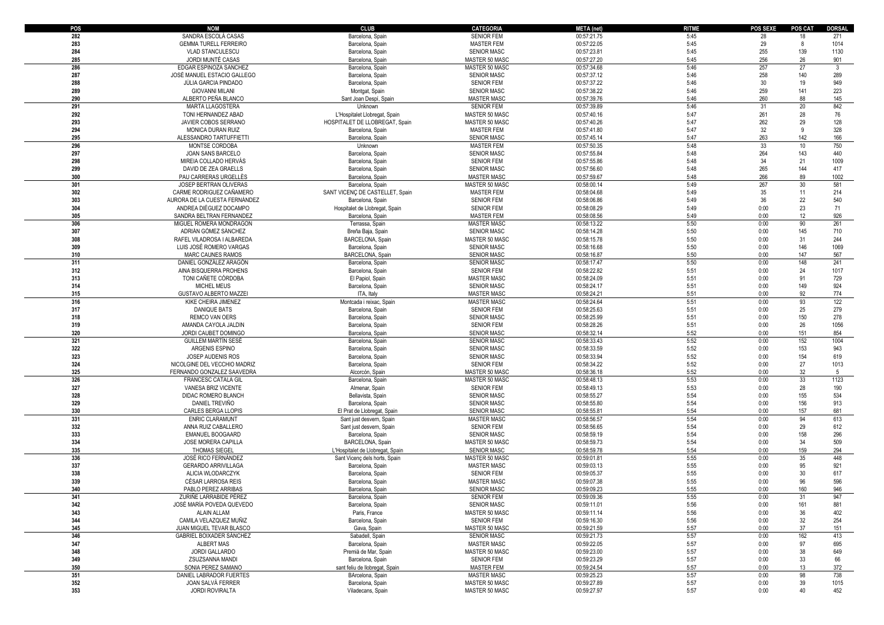| POS | NOM | CLUB | CATEGORIA | META (net) | RITME | POS SEXE | POS CAT | DORSAL |
|---|---|---|---|---|---|---|---|---|
| 282 | SANDRA ESCOLÀ CASAS | Barcelona, Spain | SENIOR FEM | 00:57:21.75 | 5:45 | 28 | 18 | 271 |
| 283 | GEMMA TURELL FERREIRO | Barcelona, Spain | MASTER FEM | 00:57:22.05 | 5:45 | 29 | 8 | 1014 |
| 284 | VLAD STANCULESCU | Barcelona, Spain | SENIOR MASC | 00:57:23.81 | 5:45 | 255 | 139 | 1130 |
| 285 | JORDI MUNTÉ CASAS | Barcelona, Spain | MASTER 50 MASC | 00:57:27.20 | 5:45 | 256 | 26 | 901 |
| 286 | EDGAR ESPINOZA SANCHEZ | Barcelona, Spain | MASTER 50 MASC | 00:57:34.68 | 5:46 | 257 | 27 | 3 |
| 287 | JOSÉ MANUEL ESTACIO GALLEGO | Barcelona, Spain | SENIOR MASC | 00:57:37.12 | 5:46 | 258 | 140 | 289 |
| 288 | JÚLIA GARCIA PINDADO | Barcelona, Spain | SENIOR FEM | 00:57:37.22 | 5:46 | 30 | 19 | 949 |
| 289 | GIOVANNI MILANI | Montgat, Spain | SENIOR MASC | 00:57:38.22 | 5:46 | 259 | 141 | 223 |
| 290 | ALBERTO PEÑA BLANCO | Sant Joan Despí, Spain | MASTER MASC | 00:57:39.76 | 5:46 | 260 | 88 | 145 |
| 291 | MARTA LLAGOSTERA | Unknown | SENIOR FEM | 00:57:39.89 | 5:46 | 31 | 20 | 842 |
| 292 | TONI HERNANDEZ ABAD | L'Hospitalet Llobregat, Spain | MASTER 50 MASC | 00:57:40.16 | 5:47 | 261 | 28 | 76 |
| 293 | JAVIER COBOS SERRANO | HOSPITALET DE LLOBREGAT, Spain | MASTER 50 MASC | 00:57:40.26 | 5:47 | 262 | 29 | 128 |
| 294 | MONICA DURAN RUIZ | Barcelona, Spain | MASTER FEM | 00:57:41.80 | 5:47 | 32 | 9 | 328 |
| 295 | ALESSANDRO TARTUFFIETTI | Barcelona, Spain | SENIOR MASC | 00:57:45.14 | 5:47 | 263 | 142 | 166 |
| 296 | MONTSE CORDOBA | Unknown | MASTER FEM | 00:57:50.35 | 5:48 | 33 | 10 | 750 |
| 297 | JOAN SANS BARCELO | Barcelona, Spain | SENIOR MASC | 00:57:55.84 | 5:48 | 264 | 143 | 440 |
| 298 | MIREIA COLLADO HERVÁS | Barcelona, Spain | SENIOR FEM | 00:57:55.86 | 5:48 | 34 | 21 | 1009 |
| 299 | DAVID DE ZEA GRAELLS | Barcelona, Spain | SENIOR MASC | 00:57:56.60 | 5:48 | 265 | 144 | 417 |
| 300 | PAU CARRERAS URGELLÈS | Barcelona, Spain | MASTER MASC | 00:57:59.67 | 5:48 | 266 | 89 | 1002 |
| 301 | JOSEP BERTRAN OLIVERAS | Barcelona, Spain | MASTER 50 MASC | 00:58:00.14 | 5:49 | 267 | 30 | 581 |
| 302 | CARME RODRIGUEZ CAÑAMERO | SANT VICENÇ DE CASTELLET, Spain | MASTER FEM | 00:58:04.68 | 5:49 | 35 | 11 | 214 |
| 303 | AURORA DE LA CUESTA FERNÁNDEZ | Barcelona, Spain | SENIOR FEM | 00:58:06.86 | 5:49 | 36 | 22 | 540 |
| 304 | ANDREA DIÉGUEZ DOCAMPO | Hospitalet de Llobregat, Spain | SENIOR FEM | 00:58:08.29 | 5:49 | 0:00 | 23 | 71 |
| 305 | SANDRA BELTRAN FERNANDEZ | Barcelona, Spain | MASTER FEM | 00:58:08.56 | 5:49 | 0:00 | 12 | 926 |
| 306 | MIGUEL ROMERA MONDRAGON | Terrassa, Spain | MASTER MASC | 00:58:13.22 | 5:50 | 0:00 | 90 | 261 |
| 307 | ADRIÁN GÓMEZ SÁNCHEZ | Breña Baja, Spain | SENIOR MASC | 00:58:14.28 | 5:50 | 0:00 | 145 | 710 |
| 308 | RAFEL VILADROSA I ALBAREDA | BARCELONA, Spain | MASTER 50 MASC | 00:58:15.78 | 5:50 | 0:00 | 31 | 244 |
| 309 | LUIS JOSÉ ROMERO VARGAS | Barcelona, Spain | SENIOR MASC | 00:58:16.68 | 5:50 | 0:00 | 146 | 1069 |
| 310 | MARC CAUNES RAMOS | BARCELONA, Spain | SENIOR MASC | 00:58:16.87 | 5:50 | 0:00 | 147 | 567 |
| 311 | DANIEL GONZÁLEZ ARAGÓN | Barcelona, Spain | SENIOR MASC | 00:58:17.47 | 5:50 | 0:00 | 148 | 241 |
| 312 | AINA BISQUERRA PROHENS | Barcelona, Spain | SENIOR FEM | 00:58:22.82 | 5:51 | 0:00 | 24 | 1017 |
| 313 | TONI CAÑETE CÓRDOBA | El Papiol, Spain | MASTER MASC | 00:58:24.09 | 5:51 | 0:00 | 91 | 729 |
| 314 | MICHEL MEUS | Barcelona, Spain | SENIOR MASC | 00:58:24.17 | 5:51 | 0:00 | 149 | 924 |
| 315 | GUSTAVO ALBERTO MAZZEI | ITA, Italy | MASTER MASC | 00:58:24.21 | 5:51 | 0:00 | 92 | 774 |
| 316 | KIKE CHEIRA JIMENEZ | Montcada i reixac, Spain | MASTER MASC | 00:58:24.64 | 5:51 | 0:00 | 93 | 122 |
| 317 | DANIQUE BATS | Barcelona, Spain | SENIOR FEM | 00:58:25.63 | 5:51 | 0:00 | 25 | 279 |
| 318 | REMCO VAN OERS | Barcelona, Spain | SENIOR MASC | 00:58:25.99 | 5:51 | 0:00 | 150 | 278 |
| 319 | AMANDA CAYOLA JALDIN | Barcelona, Spain | SENIOR FEM | 00:58:28.26 | 5:51 | 0:00 | 26 | 1056 |
| 320 | JORDI CAUBET DOMINGO | Barcelona, Spain | SENIOR MASC | 00:58:32.14 | 5:52 | 0:00 | 151 | 854 |
| 321 | GUILLEM MARTÍN SESÉ | Barcelona, Spain | SENIOR MASC | 00:58:33.43 | 5:52 | 0:00 | 152 | 1004 |
| 322 | ARGENIS ESPINO | Barcelona, Spain | SENIOR MASC | 00:58:33.59 | 5:52 | 0:00 | 153 | 943 |
| 323 | JOSEP AUDENIS ROS | Barcelona, Spain | SENIOR MASC | 00:58:33.94 | 5:52 | 0:00 | 154 | 619 |
| 324 | NICOLGINE DEL VECCHIO MADRIZ | Barcelona, Spain | SENIOR FEM | 00:58:34.22 | 5:52 | 0:00 | 27 | 1013 |
| 325 | FERNANDO GONZALEZ SAAVEDRA | Alcorcón, Spain | MASTER 50 MASC | 00:58:36.18 | 5:52 | 0:00 | 32 | 5 |
| 326 | FRANCESC CATALA GIL | Barcelona, Spain | MASTER 50 MASC | 00:58:48.13 | 5:53 | 0:00 | 33 | 1123 |
| 327 | VANESA BRIZ VICENTE | Almenar, Spain | SENIOR FEM | 00:58:49.13 | 5:53 | 0:00 | 28 | 190 |
| 328 | DIDAC ROMERO BLANCH | Bellavista, Spain | SENIOR MASC | 00:58:55.27 | 5:54 | 0:00 | 155 | 534 |
| 329 | DANIEL TREVIÑO | Barcelona, Spain | SENIOR MASC | 00:58:55.80 | 5:54 | 0:00 | 156 | 913 |
| 330 | CARLES BERGA LLOPIS | El Prat de Llobregat, Spain | SENIOR MASC | 00:58:55.81 | 5:54 | 0:00 | 157 | 681 |
| 331 | ENRIC CLARAMUNT | Sant just desvern, Spain | MASTER MASC | 00:58:56.57 | 5:54 | 0:00 | 94 | 613 |
| 332 | ANNA RUIZ CABALLERO | Sant just desvern, Spain | SENIOR FEM | 00:58:56.65 | 5:54 | 0:00 | 29 | 612 |
| 333 | EMANUEL BOOGAARD | Barcelona, Spain | SENIOR MASC | 00:58:59.19 | 5:54 | 0:00 | 158 | 296 |
| 334 | JOSE MORERA CAPILLA | BARCELONA, Spain | MASTER 50 MASC | 00:58:59.73 | 5:54 | 0:00 | 34 | 509 |
| 335 | THOMAS SIEGEL | L'Hospitalet de Llobregat, Spain | SENIOR MASC | 00:58:59.78 | 5:54 | 0:00 | 159 | 294 |
| 336 | JOSÉ RICO FERNÁNDEZ | Sant Vicenç dels horts, Spain | MASTER 50 MASC | 00:59:01.81 | 5:55 | 0:00 | 35 | 448 |
| 337 | GERARDO ARRIVILLAGA | Barcelona, Spain | MASTER MASC | 00:59:03.13 | 5:55 | 0:00 | 95 | 921 |
| 338 | ALICIA WLODARCZYK | Barcelona, Spain | SENIOR FEM | 00:59:05.37 | 5:55 | 0:00 | 30 | 617 |
| 339 | CÉSAR LARROSA REIS | Barcelona, Spain | MASTER MASC | 00:59:07.38 | 5:55 | 0:00 | 96 | 596 |
| 340 | PABLO PEREZ ARRIBAS | Barcelona, Spain | SENIOR MASC | 00:59:09.23 | 5:55 | 0:00 | 160 | 946 |
| 341 | ZURIÑE LARRABIDE PÉREZ | Barcelona, Spain | SENIOR FEM | 00:59:09.36 | 5:55 | 0:00 | 31 | 947 |
| 342 | JOSÉ MARÍA POVEDA QUEVEDO | Barcelona, Spain | SENIOR MASC | 00:59:11.01 | 5:56 | 0:00 | 161 | 881 |
| 343 | ALAIN ALLAM | Paris, France | MASTER 50 MASC | 00:59:11.14 | 5:56 | 0:00 | 36 | 402 |
| 344 | CAMILA VELAZQUEZ MUÑIZ | Barcelona, Spain | SENIOR FEM | 00:59:16.30 | 5:56 | 0:00 | 32 | 254 |
| 345 | JUAN MIGUEL TEVAR BLASCO | Gava, Spain | MASTER 50 MASC | 00:59:21.59 | 5:57 | 0:00 | 37 | 151 |
| 346 | GABRIEL BOIXADER SÁNCHEZ | Sabadell, Spain | SENIOR MASC | 00:59:21.73 | 5:57 | 0:00 | 162 | 413 |
| 347 | ALBERT MAS | Barcelona, Spain | MASTER MASC | 00:59:22.05 | 5:57 | 0:00 | 97 | 695 |
| 348 | JORDI GALLARDO | Premià de Mar, Spain | MASTER 50 MASC | 00:59:23.00 | 5:57 | 0:00 | 38 | 649 |
| 349 | ZSUZSANNA MANDI | Barcelona, Spain | SENIOR FEM | 00:59:23.29 | 5:57 | 0:00 | 33 | 66 |
| 350 | SONIA PEREZ SAMANO | sant feliu de llobregat, Spain | MASTER FEM | 00:59:24.54 | 5:57 | 0:00 | 13 | 372 |
| 351 | DANIEL LABRADOR FUERTES | BArcelona, Spain | MASTER MASC | 00:59:25.23 | 5:57 | 0:00 | 98 | 738 |
| 352 | JOAN SALVÀ FERRER | Barcelona, Spain | MASTER 50 MASC | 00:59:27.89 | 5:57 | 0:00 | 39 | 1015 |
| 353 | JORDI ROVIRALTA | Viladecans, Spain | MASTER 50 MASC | 00:59:27.97 | 5:57 | 0:00 | 40 | 452 |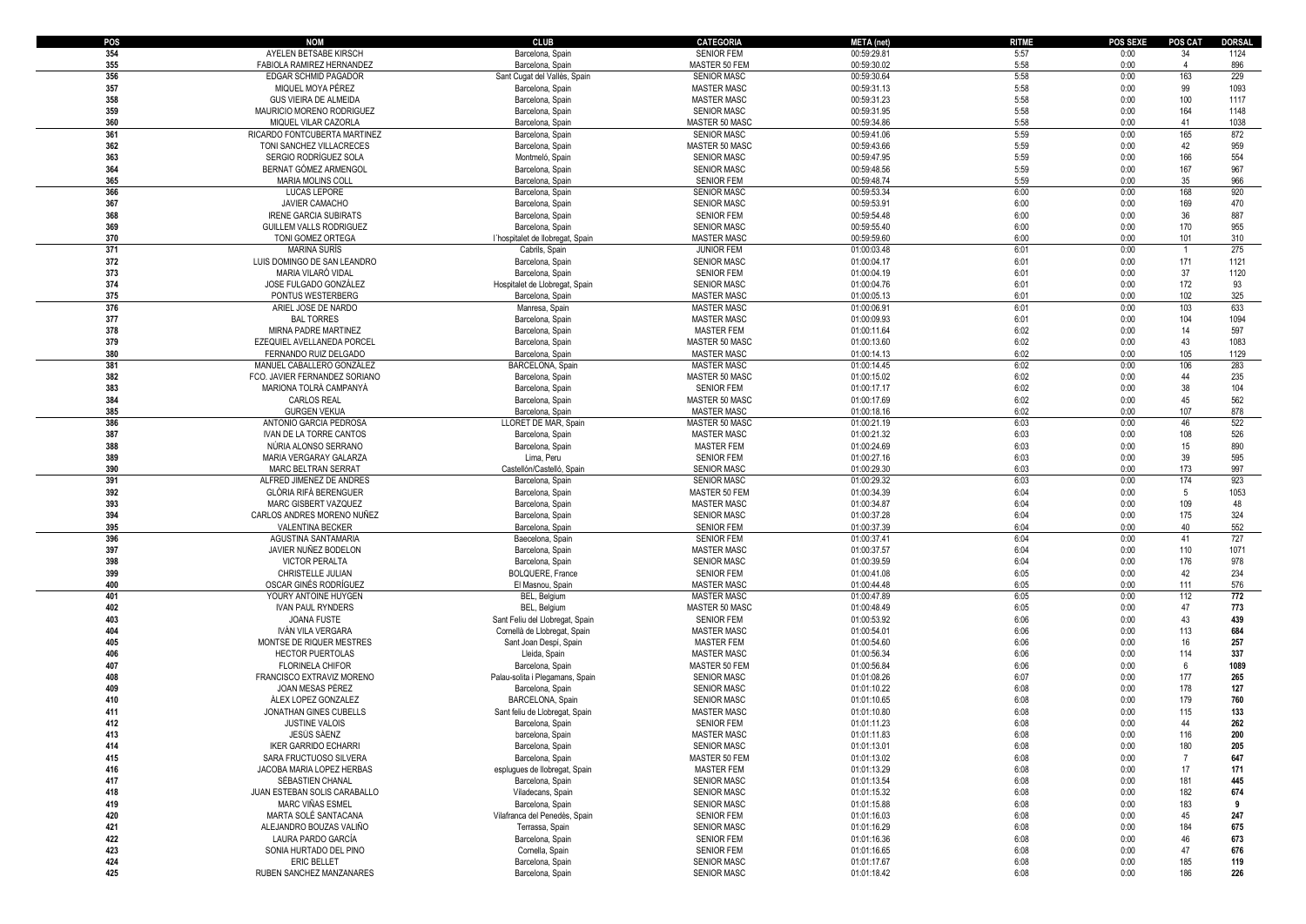| POS | NOM | CLUB | CATEGORIA | META (net) | RITME | POS SEXE | POS CAT | DORSAL |
|---|---|---|---|---|---|---|---|---|
| 354 | AYELEN BETSABE KIRSCH | Barcelona, Spain | SENIOR FEM | 00:59:29.81 | 5:57 | 0:00 | 34 | 1124 |
| 355 | FABIOLA RAMIREZ HERNANDEZ | Barcelona, Spain | MASTER 50 FEM | 00:59:30.02 | 5:58 | 0:00 | 4 | 896 |
| 356 | EDGAR SCHMID PAGADOR | Sant Cugat del Vallès, Spain | SENIOR MASC | 00:59:30.64 | 5:58 | 0:00 | 163 | 229 |
| 357 | MIQUEL MOYA PÉREZ | Barcelona, Spain | MASTER MASC | 00:59:31.13 | 5:58 | 0:00 | 99 | 1093 |
| 358 | GUS VIEIRA DE ALMEIDA | Barcelona, Spain | MASTER MASC | 00:59:31.23 | 5:58 | 0:00 | 100 | 1117 |
| 359 | MAURICIO MORENO RODRIGUEZ | Barcelona, Spain | SENIOR MASC | 00:59:31.95 | 5:58 | 0:00 | 164 | 1148 |
| 360 | MIQUEL VILAR CAZORLA | Barcelona, Spain | MASTER 50 MASC | 00:59:34.86 | 5:58 | 0:00 | 41 | 1038 |
| 361 | RICARDO FONTCUBERTA MARTINEZ | Barcelona, Spain | SENIOR MASC | 00:59:41.06 | 5:59 | 0:00 | 165 | 872 |
| 362 | TONI SANCHEZ VILLACRECES | Barcelona, Spain | MASTER 50 MASC | 00:59:43.66 | 5:59 | 0:00 | 42 | 959 |
| 363 | SERGIO RODRÍGUEZ SOLA | Montmeló, Spain | SENIOR MASC | 00:59:47.95 | 5:59 | 0:00 | 166 | 554 |
| 364 | BERNAT GÓMEZ ARMENGOL | Barcelona, Spain | SENIOR MASC | 00:59:48.56 | 5:59 | 0:00 | 167 | 967 |
| 365 | MARIA MOLINS COLL | Barcelona, Spain | SENIOR FEM | 00:59:48.74 | 5:59 | 0:00 | 35 | 966 |
| 366 | LUCAS LEPORE | Barcelona, Spain | SENIOR MASC | 00:59:53.34 | 6:00 | 0:00 | 168 | 920 |
| 367 | JAVIER CAMACHO | Barcelona, Spain | SENIOR MASC | 00:59:53.91 | 6:00 | 0:00 | 169 | 470 |
| 368 | IRENE GARCIA SUBIRATS | Barcelona, Spain | SENIOR FEM | 00:59:54.48 | 6:00 | 0:00 | 36 | 887 |
| 369 | GUILLEM VALLS RODRIGUEZ | Barcelona, Spain | SENIOR MASC | 00:59:55.40 | 6:00 | 0:00 | 170 | 955 |
| 370 | TONI GOMEZ ORTEGA | l´hospitalet de llobregat, Spain | MASTER MASC | 00:59:59.60 | 6:00 | 0:00 | 101 | 310 |
| 371 | MARINA SURÍS | Cabrils, Spain | JUNIOR FEM | 01:00:03.48 | 6:01 | 0:00 | 1 | 275 |
| 372 | LUIS DOMINGO DE SAN LEANDRO | Barcelona, Spain | SENIOR MASC | 01:00:04.17 | 6:01 | 0:00 | 171 | 1121 |
| 373 | MARIA VILARÓ VIDAL | Barcelona, Spain | SENIOR FEM | 01:00:04.19 | 6:01 | 0:00 | 37 | 1120 |
| 374 | JOSE FULGADO GONZÁLEZ | Hospitalet de Llobregat, Spain | SENIOR MASC | 01:00:04.76 | 6:01 | 0:00 | 172 | 93 |
| 375 | PONTUS WESTERBERG | Barcelona, Spain | MASTER MASC | 01:00:05.13 | 6:01 | 0:00 | 102 | 325 |
| 376 | ARIEL JOSE DE NARDO | Manresa, Spain | MASTER MASC | 01:00:06.91 | 6:01 | 0:00 | 103 | 633 |
| 377 | BAL TORRES | Barcelona, Spain | MASTER MASC | 01:00:09.93 | 6:01 | 0:00 | 104 | 1094 |
| 378 | MIRNA PADRE MARTINEZ | Barcelona, Spain | MASTER FEM | 01:00:11.64 | 6:02 | 0:00 | 14 | 597 |
| 379 | EZEQUIEL AVELLANEDA PORCEL | Barcelona, Spain | MASTER 50 MASC | 01:00:13.60 | 6:02 | 0:00 | 43 | 1083 |
| 380 | FERNANDO RUIZ DELGADO | Barcelona, Spain | MASTER MASC | 01:00:14.13 | 6:02 | 0:00 | 105 | 1129 |
| 381 | MANUEL CABALLERO GONZÁLEZ | BARCELONA, Spain | MASTER MASC | 01:00:14.45 | 6:02 | 0:00 | 106 | 283 |
| 382 | FCO. JAVIER FERNANDEZ SORIANO | Barcelona, Spain | MASTER 50 MASC | 01:00:15.02 | 6:02 | 0:00 | 44 | 235 |
| 383 | MARIONA TOLRÀ CAMPANYÀ | Barcelona, Spain | SENIOR FEM | 01:00:17.17 | 6:02 | 0:00 | 38 | 104 |
| 384 | CARLOS REAL | Barcelona, Spain | MASTER 50 MASC | 01:00:17.69 | 6:02 | 0:00 | 45 | 562 |
| 385 | GURGEN VEKUA | Barcelona, Spain | MASTER MASC | 01:00:18.16 | 6:02 | 0:00 | 107 | 878 |
| 386 | ANTONIO GARCIA PEDROSA | LLORET DE MAR, Spain | MASTER 50 MASC | 01:00:21.19 | 6:03 | 0:00 | 46 | 522 |
| 387 | IVAN DE LA TORRE CANTOS | Barcelona, Spain | MASTER MASC | 01:00:21.32 | 6:03 | 0:00 | 108 | 526 |
| 388 | NÚRIA ALONSO SERRANO | Barcelona, Spain | MASTER FEM | 01:00:24.69 | 6:03 | 0:00 | 15 | 890 |
| 389 | MARIA VERGARAY GALARZA | Lima, Peru | SENIOR FEM | 01:00:27.16 | 6:03 | 0:00 | 39 | 595 |
| 390 | MARC BELTRAN SERRAT | Castellón/Castelló, Spain | SENIOR MASC | 01:00:29.30 | 6:03 | 0:00 | 173 | 997 |
| 391 | ALFRED JIMENEZ DE ANDRES | Barcelona, Spain | SENIOR MASC | 01:00:29.32 | 6:03 | 0:00 | 174 | 923 |
| 392 | GLÒRIA RIFÀ BERENGUER | Barcelona, Spain | MASTER 50 FEM | 01:00:34.39 | 6:04 | 0:00 | 5 | 1053 |
| 393 | MARC GISBERT VAZQUEZ | Barcelona, Spain | MASTER MASC | 01:00:34.87 | 6:04 | 0:00 | 109 | 48 |
| 394 | CARLOS ANDRES MORENO NUÑEZ | Barcelona, Spain | SENIOR MASC | 01:00:37.28 | 6:04 | 0:00 | 175 | 324 |
| 395 | VALENTINA BECKER | Barcelona, Spain | SENIOR FEM | 01:00:37.39 | 6:04 | 0:00 | 40 | 552 |
| 396 | AGUSTINA SANTAMARIA | Baecelona, Spain | SENIOR FEM | 01:00:37.41 | 6:04 | 0:00 | 41 | 727 |
| 397 | JAVIER NUÑEZ BODELON | Barcelona, Spain | MASTER MASC | 01:00:37.57 | 6:04 | 0:00 | 110 | 1071 |
| 398 | VICTOR PERALTA | Barcelona, Spain | SENIOR MASC | 01:00:39.59 | 6:04 | 0:00 | 176 | 978 |
| 399 | CHRISTELLE JULIAN | BOLQUERE, France | SENIOR FEM | 01:00:41.08 | 6:05 | 0:00 | 42 | 234 |
| 400 | OSCAR GINÉS RODRÍGUEZ | El Masnou, Spain | MASTER MASC | 01:00:44.48 | 6:05 | 0:00 | 111 | 576 |
| 401 | YOURY ANTOINE HUYGEN | BEL, Belgium | MASTER MASC | 01:00:47.89 | 6:05 | 0:00 | 112 | 772 |
| 402 | IVAN PAUL RYNDERS | BEL, Belgium | MASTER 50 MASC | 01:00:48.49 | 6:05 | 0:00 | 47 | 773 |
| 403 | JOANA FUSTE | Sant Feliu del Llobregat, Spain | SENIOR FEM | 01:00:53.92 | 6:06 | 0:00 | 43 | 439 |
| 404 | IVÁN VILA VERGARA | Cornellà de Llobregat, Spain | MASTER MASC | 01:00:54.01 | 6:06 | 0:00 | 113 | 684 |
| 405 | MONTSE DE RIQUER MESTRES | Sant Joan Despí, Spain | MASTER FEM | 01:00:54.60 | 6:06 | 0:00 | 16 | 257 |
| 406 | HECTOR PUERTOLAS | Lleida, Spain | MASTER MASC | 01:00:56.34 | 6:06 | 0:00 | 114 | 337 |
| 407 | FLORINELA CHIFOR | Barcelona, Spain | MASTER 50 FEM | 01:00:56.84 | 6:06 | 0:00 | 6 | 1089 |
| 408 | FRANCISCO EXTRAVIZ MORENO | Palau-solita i Plegamans, Spain | SENIOR MASC | 01:01:08.26 | 6:07 | 0:00 | 177 | 265 |
| 409 | JOAN MESAS PÉREZ | Barcelona, Spain | SENIOR MASC | 01:01:10.22 | 6:08 | 0:00 | 178 | 127 |
| 410 | ÀLEX LOPEZ GONZALEZ | BARCELONA, Spain | SENIOR MASC | 01:01:10.65 | 6:08 | 0:00 | 179 | 760 |
| 411 | JONATHAN GINES CUBELLS | Sant feliu de Llobregat, Spain | MASTER MASC | 01:01:10.80 | 6:08 | 0:00 | 115 | 133 |
| 412 | JUSTINE VALOIS | Barcelona, Spain | SENIOR FEM | 01:01:11.23 | 6:08 | 0:00 | 44 | 262 |
| 413 | JESÚS SÁENZ | barcelona, Spain | MASTER MASC | 01:01:11.83 | 6:08 | 0:00 | 116 | 200 |
| 414 | IKER GARRIDO ECHARRI | Barcelona, Spain | SENIOR MASC | 01:01:13.01 | 6:08 | 0:00 | 180 | 205 |
| 415 | SARA FRUCTUOSO SILVERA | Barcelona, Spain | MASTER 50 FEM | 01:01:13.02 | 6:08 | 0:00 | 7 | 647 |
| 416 | JACOBA MARIA LOPEZ HERBAS | esplugues de llobregat, Spain | MASTER FEM | 01:01:13.29 | 6:08 | 0:00 | 17 | 171 |
| 417 | SÉBASTIEN CHANAL | Barcelona, Spain | SENIOR MASC | 01:01:13.54 | 6:08 | 0:00 | 181 | 445 |
| 418 | JUAN ESTEBAN SOLIS CARABALLO | Viladecans, Spain | SENIOR MASC | 01:01:15.32 | 6:08 | 0:00 | 182 | 674 |
| 419 | MARC VIÑAS ESMEL | Barcelona, Spain | SENIOR MASC | 01:01:15.88 | 6:08 | 0:00 | 183 | 9 |
| 420 | MARTA SOLÉ SANTACANA | Vilafranca del Penedès, Spain | SENIOR FEM | 01:01:16.03 | 6:08 | 0:00 | 45 | 247 |
| 421 | ALEJANDRO BOUZAS VALIÑO | Terrassa, Spain | SENIOR MASC | 01:01:16.29 | 6:08 | 0:00 | 184 | 675 |
| 422 | LAURA PARDO GARCÍA | Barcelona, Spain | SENIOR FEM | 01:01:16.36 | 6:08 | 0:00 | 46 | 673 |
| 423 | SONIA HURTADO DEL PINO | Cornella, Spain | SENIOR FEM | 01:01:16.65 | 6:08 | 0:00 | 47 | 676 |
| 424 | ERIC BELLET | Barcelona, Spain | SENIOR MASC | 01:01:17.67 | 6:08 | 0:00 | 185 | 119 |
| 425 | RUBEN SANCHEZ MANZANARES | Barcelona, Spain | SENIOR MASC | 01:01:18.42 | 6:08 | 0:00 | 186 | 226 |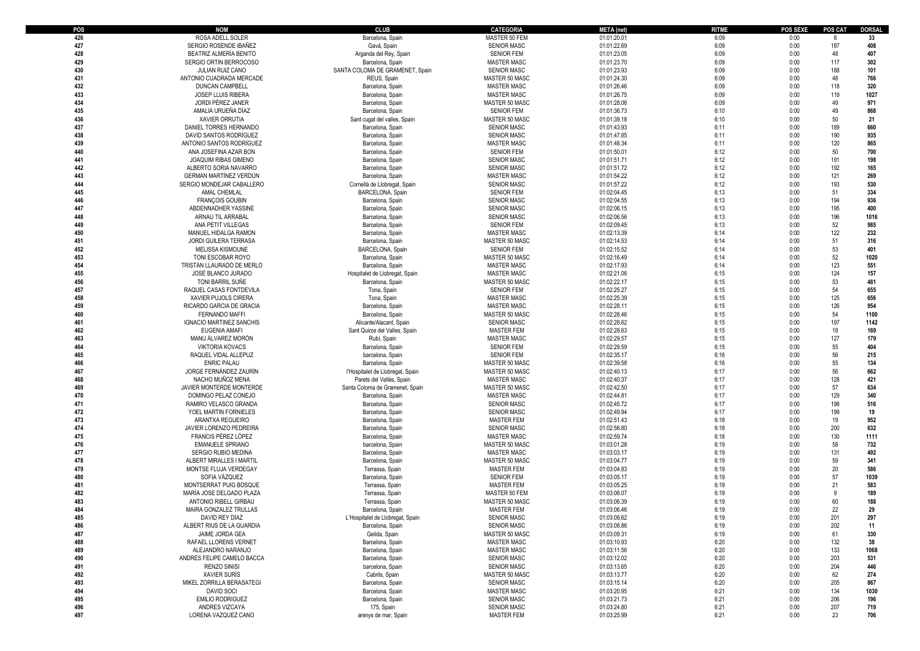| POS | NOM | CLUB | CATEGORIA | META (net) | RITME | POS SEXE | POS CAT | DORSAL |
|---|---|---|---|---|---|---|---|---|
| 426 | ROSA ADELL SOLER | Barcelona, Spain | MASTER 50 FEM | 01:01:20.01 | 6:09 | 0:00 | 8 | 33 |
| 427 | SERGIO ROSENDE IBAÑEZ | Gavà, Spain | SENIOR MASC | 01:01:22.69 | 6:09 | 0:00 | 187 | 408 |
| 428 | BEATRIZ ALMERÍA BENITO | Arganda del Rey, Spain | SENIOR FEM | 01:01:23.05 | 6:09 | 0:00 | 48 | 407 |
| 429 | SERGIO ORTIN BERROCOSO | Barcelona, Spain | MASTER MASC | 01:01:23.70 | 6:09 | 0:00 | 117 | 302 |
| 430 | JULIAN RUIZ CANO | SANTA COLOMA DE GRAMENET, Spain | SENIOR MASC | 01:01:23.93 | 6:09 | 0:00 | 188 | 101 |
| 431 | ANTONIO CUADRADA MERCADE | REUS, Spain | MASTER 50 MASC | 01:01:24.30 | 6:09 | 0:00 | 48 | 766 |
| 432 | DUNCAN CAMPBELL | Barcelona, Spain | MASTER MASC | 01:01:26.46 | 6:09 | 0:00 | 118 | 320 |
| 433 | JOSEP LLUIS RIBERA | Barcelona, Spain | MASTER MASC | 01:01:26.75 | 6:09 | 0:00 | 119 | 1027 |
| 434 | JORDI PÉREZ JANER | Barcelona, Spain | MASTER 50 MASC | 01:01:28.06 | 6:09 | 0:00 | 49 | 971 |
| 435 | AMALIA URUEÑA DÍAZ | Barcelona, Spain | SENIOR FEM | 01:01:36.73 | 6:10 | 0:00 | 49 | 868 |
| 436 | XAVIER ORRUTIA | Sant cugat del valles, Spain | MASTER 50 MASC | 01:01:39.18 | 6:10 | 0:00 | 50 | 21 |
| 437 | DANIEL TORRES HERNANDO | Barcelona, Spain | SENIOR MASC | 01:01:43.93 | 6:11 | 0:00 | 189 | 660 |
| 438 | DAVID SANTOS RODRÍGUEZ | Barcelona, Spain | SENIOR MASC | 01:01:47.85 | 6:11 | 0:00 | 190 | 935 |
| 439 | ANTONIO SANTOS RODRÍGUEZ | Barcelona, Spain | MASTER MASC | 01:01:48.34 | 6:11 | 0:00 | 120 | 865 |
| 440 | ANA JOSEFINA AZAR BON | Barcelona, Spain | SENIOR FEM | 01:01:50.01 | 6:12 | 0:00 | 50 | 700 |
| 441 | JOAQUIM RIBAS GIMENO | Barcelona, Spain | SENIOR MASC | 01:01:51.71 | 6:12 | 0:00 | 191 | 198 |
| 442 | ALBERTO SORIA NAVARRO | Barcelona, Spain | SENIOR MASC | 01:01:51.72 | 6:12 | 0:00 | 192 | 165 |
| 443 | GERMÁN MARTÍNEZ VERDÚN | Barcelona, Spain | MASTER MASC | 01:01:54.22 | 6:12 | 0:00 | 121 | 269 |
| 444 | SERGIO MONDEJAR CABALLERO | Cornellà de Llobregat, Spain | SENIOR MASC | 01:01:57.22 | 6:12 | 0:00 | 193 | 530 |
| 445 | AMAL CHEMLAL | BARCELONA, Spain | SENIOR FEM | 01:02:04.45 | 6:13 | 0:00 | 51 | 334 |
| 446 | FRANÇOIS GOUBIN | Barcelona, Spain | SENIOR MASC | 01:02:04.55 | 6:13 | 0:00 | 194 | 936 |
| 447 | ABDENNADHER YASSINE | Barcelona, Spain | SENIOR MASC | 01:02:06.15 | 6:13 | 0:00 | 195 | 400 |
| 448 | ARNAU TIL ARRABAL | Barcelona, Spain | SENIOR MASC | 01:02:06.56 | 6:13 | 0:00 | 196 | 1016 |
| 449 | ANA PETIT VILLEGAS | Barcelona, Spain | SENIOR FEM | 01:02:09.45 | 6:13 | 0:00 | 52 | 985 |
| 450 | MANUEL HIDALGA RAMON | Barcelona, Spain | MASTER MASC | 01:02:13.39 | 6:14 | 0:00 | 122 | 232 |
| 451 | JORDI GUILERA TERRASA | Barcelona, Spain | MASTER 50 MASC | 01:02:14.53 | 6:14 | 0:00 | 51 | 316 |
| 452 | MELISSA KISMOUNE | BARCELONA, Spain | SENIOR FEM | 01:02:15.52 | 6:14 | 0:00 | 53 | 401 |
| 453 | TONI ESCOBAR ROYO | Barcelona, Spain | MASTER 50 MASC | 01:02:16.49 | 6:14 | 0:00 | 52 | 1020 |
| 454 | TRISTÁN LLAURADÓ DE MERLO | Barcelona, Spain | MASTER MASC | 01:02:17.93 | 6:14 | 0:00 | 123 | 551 |
| 455 | JOSÉ BLANCO JURADO | Hospitalet de Llobregat, Spain | MASTER MASC | 01:02:21.06 | 6:15 | 0:00 | 124 | 157 |
| 456 | TONI BARRIL SUÑE | Barcelona, Spain | MASTER 50 MASC | 01:02:22.17 | 6:15 | 0:00 | 53 | 481 |
| 457 | RAQUEL CASAS FONTDEVILA | Tona, Spain | SENIOR FEM | 01:02:25.27 | 6:15 | 0:00 | 54 | 655 |
| 458 | XAVIER PUJOLS CIRERA | Tona, Spain | MASTER MASC | 01:02:25.39 | 6:15 | 0:00 | 125 | 656 |
| 459 | RICARDO GARCIA DE GRACIA | Barcelona, Spain | MASTER MASC | 01:02:28.11 | 6:15 | 0:00 | 126 | 954 |
| 460 | FERNANDO MAFFI | Barcelona, Spain | MASTER 50 MASC | 01:02:28.46 | 6:15 | 0:00 | 54 | 1100 |
| 461 | IGNACIO MARTINEZ SANCHIS | Alicante/Alacant, Spain | SENIOR MASC | 01:02:28.62 | 6:15 | 0:00 | 197 | 1142 |
| 462 | EUGENIA AMAFI | Sant Quirze del Valles, Spain | MASTER FEM | 01:02:28.63 | 6:15 | 0:00 | 18 | 169 |
| 463 | MANU ÁLVAREZ MORÓN | Rubí, Spain | MASTER MASC | 01:02:29.57 | 6:15 | 0:00 | 127 | 179 |
| 464 | VIKTORIA KOVACS | Barcelona, Spain | SENIOR FEM | 01:02:29.59 | 6:15 | 0:00 | 55 | 404 |
| 465 | RAQUEL VIDAL ALLEPUZ | barcelona, Spain | SENIOR FEM | 01:02:35.17 | 6:16 | 0:00 | 56 | 215 |
| 466 | ENRIC PALAU | Barcelona, Spain | MASTER 50 MASC | 01:02:39.58 | 6:16 | 0:00 | 55 | 134 |
| 467 | JORGE FERNÁNDEZ ZAURÍN | l'Hospitalet de Llobregat, Spain | MASTER 50 MASC | 01:02:40.13 | 6:17 | 0:00 | 56 | 662 |
| 468 | NACHO MUÑOZ MENA | Parets del Vallès, Spain | MASTER MASC | 01:02:40.37 | 6:17 | 0:00 | 128 | 421 |
| 469 | JAVIER MONTERDE MONTERDE | Santa Coloma de Gramenet, Spain | MASTER 50 MASC | 01:02:42.50 | 6:17 | 0:00 | 57 | 634 |
| 470 | DOMINGO PELAZ CONEJO | Barcelona, Spain | MASTER MASC | 01:02:44.81 | 6:17 | 0:00 | 129 | 340 |
| 471 | RAMIRO VELASCO GRANDA | Barcelona, Spain | SENIOR MASC | 01:02:45.72 | 6:17 | 0:00 | 198 | 516 |
| 472 | YOEL MARTIN FORNIELES | Barcelona, Spain | SENIOR MASC | 01:02:49.94 | 6:17 | 0:00 | 199 | 19 |
| 473 | ARANTXA REGUEIRO | Barcelona, Spain | MASTER FEM | 01:02:51.43 | 6:18 | 0:00 | 19 | 952 |
| 474 | JAVIER LORENZO PEDREIRA | Barcelona, Spain | SENIOR MASC | 01:02:56.80 | 6:18 | 0:00 | 200 | 632 |
| 475 | FRANCIS PÉREZ LÓPEZ | Barcelona, Spain | MASTER MASC | 01:02:59.74 | 6:18 | 0:00 | 130 | 1111 |
| 476 | EMANUELE SPRIANO | barcelona, Spain | MASTER 50 MASC | 01:03:01.28 | 6:19 | 0:00 | 58 | 732 |
| 477 | SERGIO RUBIO MEDINA | Barcelona, Spain | MASTER MASC | 01:03:03.17 | 6:19 | 0:00 | 131 | 492 |
| 478 | ALBERT MIRALLES I MARTIL | Barcelona, Spain | MASTER 50 MASC | 01:03:04.77 | 6:19 | 0:00 | 59 | 341 |
| 479 | MONTSE FLUJA VERDEGAY | Terrassa, Spain | MASTER FEM | 01:03:04.83 | 6:19 | 0:00 | 20 | 586 |
| 480 | SOFIA VÁZQUEZ | Barcelona, Spain | SENIOR FEM | 01:03:05.17 | 6:19 | 0:00 | 57 | 1039 |
| 481 | MONTSERRAT PUIG BOSQUE | Terrassa, Spain | MASTER FEM | 01:03:05.25 | 6:19 | 0:00 | 21 | 583 |
| 482 | MARÍA JOSE DELGADO PLAZA | Terrassa, Spain | MASTER 50 FEM | 01:03:06.07 | 6:19 | 0:00 | 9 | 189 |
| 483 | ANTONIO RIBELL GIRBAU | Terrassa, Spain | MASTER 50 MASC | 01:03:06.39 | 6:19 | 0:00 | 60 | 188 |
| 484 | MAIRA GONZALEZ TRULLAS | Barcelona, Spain | MASTER FEM | 01:03:06.46 | 6:19 | 0:00 | 22 | 29 |
| 485 | DAVID REY DÍAZ | L'Hospitalet de Llobregat, Spain | SENIOR MASC | 01:03:08.62 | 6:19 | 0:00 | 201 | 297 |
| 486 | ALBERT RIUS DE LA GUARDIA | Barcelona, Spain | SENIOR MASC | 01:03:08.86 | 6:19 | 0:00 | 202 | 11 |
| 487 | JAIME JORDA GEA | Gelida, Spain | MASTER 50 MASC | 01:03:09.31 | 6:19 | 0:00 | 61 | 330 |
| 488 | RAFAEL LLORENS VERNET | Barcelona, Spain | MASTER MASC | 01:03:10.93 | 6:20 | 0:00 | 132 | 38 |
| 489 | ALEJANDRO NARANJO | Barcelona, Spain | MASTER MASC | 01:03:11.56 | 6:20 | 0:00 | 133 | 1068 |
| 490 | ANDRÉS FELIPE CAMELO BACCA | Barcelona, Spain | SENIOR MASC | 01:03:12.02 | 6:20 | 0:00 | 203 | 531 |
| 491 | RENZO SINISI | barcelona, Spain | SENIOR MASC | 01:03:13.65 | 6:20 | 0:00 | 204 | 446 |
| 492 | XAVIER SURÍS | Cabrils, Spain | MASTER 50 MASC | 01:03:13.77 | 6:20 | 0:00 | 62 | 274 |
| 493 | MIKEL ZORRILLA BERASATEGI | Barcelona, Spain | SENIOR MASC | 01:03:15.14 | 6:20 | 0:00 | 205 | 867 |
| 494 | DAVID SOCI | Barcelona, Spain | MASTER MASC | 01:03:20.95 | 6:21 | 0:00 | 134 | 1030 |
| 495 | EMILIO RODRIGUEZ | Barcelona, Spain | SENIOR MASC | 01:03:21.73 | 6:21 | 0:00 | 206 | 196 |
| 496 | ANDRES VIZCAYA | 175, Spain | SENIOR MASC | 01:03:24.80 | 6:21 | 0:00 | 207 | 719 |
| 497 | LORENA VAZQUEZ CANO | arenys de mar, Spain | MASTER FEM | 01:03:25.99 | 6:21 | 0:00 | 23 | 706 |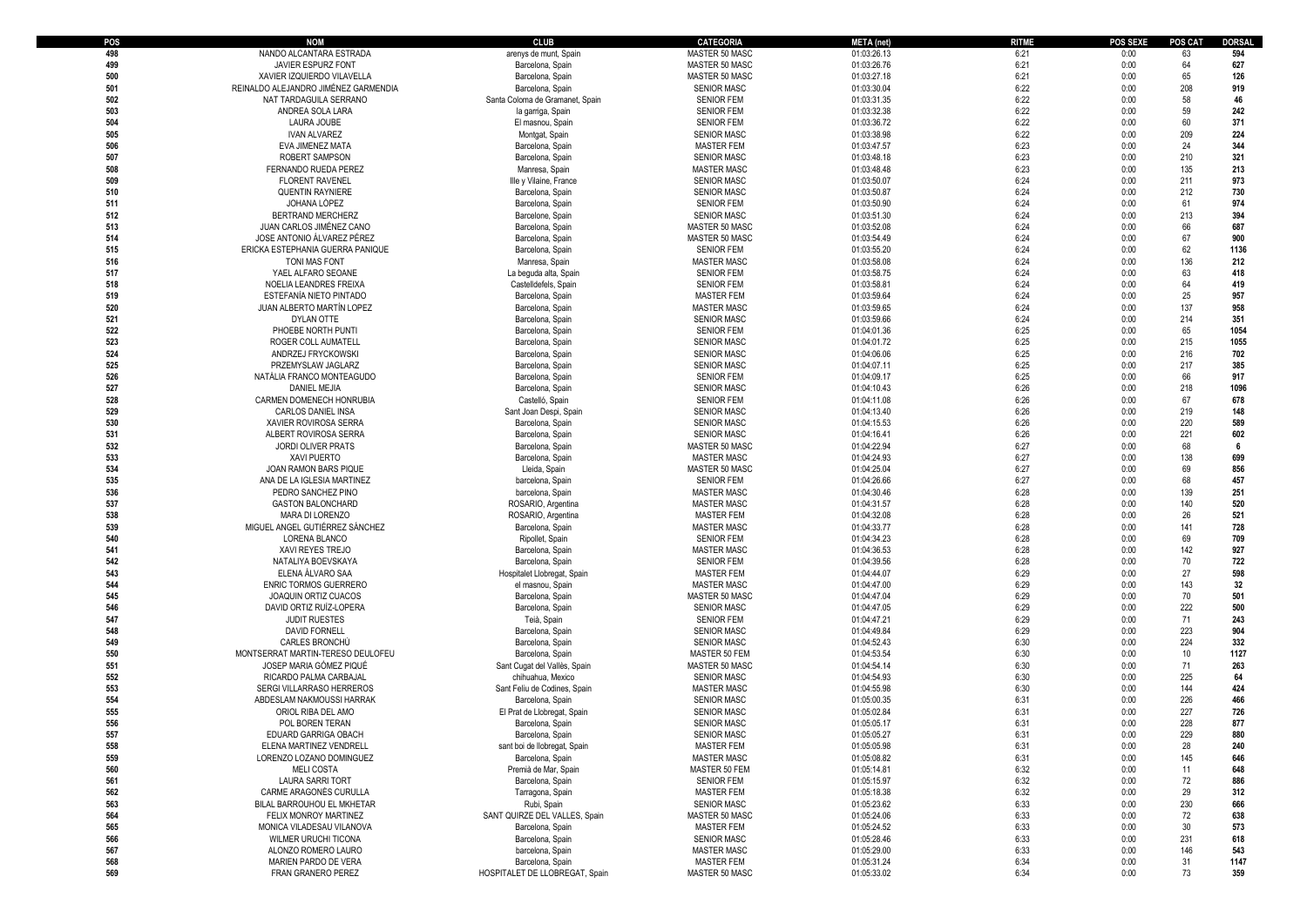| POS | NOM | CLUB | CATEGORIA | META (net) | RITME | POS SEXE | POS CAT | DORSAL |
|---|---|---|---|---|---|---|---|---|
| 498 | NANDO ALCANTARA ESTRADA | arenys de munt, Spain | MASTER 50 MASC | 01:03:26.13 | 6:21 | 0:00 | 63 | 594 |
| 499 | JAVIER ESPURZ FONT | Barcelona, Spain | MASTER 50 MASC | 01:03:26.76 | 6:21 | 0:00 | 64 | 627 |
| 500 | XAVIER IZQUIERDO VILAVELLA | Barcelona, Spain | MASTER 50 MASC | 01:03:27.18 | 6:21 | 0:00 | 65 | 126 |
| 501 | REINALDO ALEJANDRO JIMÉNEZ GARMENDIA | Barcelona, Spain | SENIOR MASC | 01:03:30.04 | 6:22 | 0:00 | 208 | 919 |
| 502 | NAT TARDAGUILA SERRANO | Santa Coloma de Gramanet, Spain | SENIOR FEM | 01:03:31.35 | 6:22 | 0:00 | 58 | 46 |
| 503 | ANDREA SOLA LARA | la garriga, Spain | SENIOR FEM | 01:03:32.38 | 6:22 | 0:00 | 59 | 242 |
| 504 | LAURA JOUBE | El masnou, Spain | SENIOR FEM | 01:03:36.72 | 6:22 | 0:00 | 60 | 371 |
| 505 | IVAN ALVAREZ | Montgat, Spain | SENIOR MASC | 01:03:38.98 | 6:22 | 0:00 | 209 | 224 |
| 506 | EVA JIMENEZ MATA | Barcelona, Spain | MASTER FEM | 01:03:47.57 | 6:23 | 0:00 | 24 | 344 |
| 507 | ROBERT SAMPSON | Barcelona, Spain | SENIOR MASC | 01:03:48.18 | 6:23 | 0:00 | 210 | 321 |
| 508 | FERNANDO RUEDA PEREZ | Manresa, Spain | MASTER MASC | 01:03:48.48 | 6:23 | 0:00 | 135 | 213 |
| 509 | FLORENT RAVENEL | Ille y Vilaine, France | SENIOR MASC | 01:03:50.07 | 6:24 | 0:00 | 211 | 973 |
| 510 | QUENTIN RAYNIERE | Barcelona, Spain | SENIOR MASC | 01:03:50.87 | 6:24 | 0:00 | 212 | 730 |
| 511 | JOHANA LÓPEZ | Barcelona, Spain | SENIOR FEM | 01:03:50.90 | 6:24 | 0:00 | 61 | 974 |
| 512 | BERTRAND MERCHERZ | Barcelone, Spain | SENIOR MASC | 01:03:51.30 | 6:24 | 0:00 | 213 | 394 |
| 513 | JUAN CARLOS JIMÉNEZ CANO | Barcelona, Spain | MASTER 50 MASC | 01:03:52.08 | 6:24 | 0:00 | 66 | 687 |
| 514 | JOSE ANTONIO ÁLVAREZ PÉREZ | Barcelona, Spain | MASTER 50 MASC | 01:03:54.49 | 6:24 | 0:00 | 67 | 900 |
| 515 | ERICKA ESTEPHANIA GUERRA PANIQUE | Barcelona, Spain | SENIOR FEM | 01:03:55.20 | 6:24 | 0:00 | 62 | 1136 |
| 516 | TONI MAS FONT | Manresa, Spain | MASTER MASC | 01:03:58.08 | 6:24 | 0:00 | 136 | 212 |
| 517 | YAEL ALFARO SEOANE | La beguda alta, Spain | SENIOR FEM | 01:03:58.75 | 6:24 | 0:00 | 63 | 418 |
| 518 | NOELIA LEANDRES FREIXA | Castelldefels, Spain | SENIOR FEM | 01:03:58.81 | 6:24 | 0:00 | 64 | 419 |
| 519 | ESTEFANÍA NIETO PINTADO | Barcelona, Spain | MASTER FEM | 01:03:59.64 | 6:24 | 0:00 | 25 | 957 |
| 520 | JUAN ALBERTO MARTÍN LOPEZ | Barcelona, Spain | MASTER MASC | 01:03:59.65 | 6:24 | 0:00 | 137 | 958 |
| 521 | DYLAN OTTE | Barcelona, Spain | SENIOR MASC | 01:03:59.66 | 6:24 | 0:00 | 214 | 351 |
| 522 | PHOEBE NORTH PUNTI | Barcelona, Spain | SENIOR FEM | 01:04:01.36 | 6:25 | 0:00 | 65 | 1054 |
| 523 | ROGER COLL AUMATELL | Barcelona, Spain | SENIOR MASC | 01:04:01.72 | 6:25 | 0:00 | 215 | 1055 |
| 524 | ANDRZEJ FRYCKOWSKI | Barcelona, Spain | SENIOR MASC | 01:04:06.06 | 6:25 | 0:00 | 216 | 702 |
| 525 | PRZEMYSLAW JAGLARZ | Barcelona, Spain | SENIOR MASC | 01:04:07.11 | 6:25 | 0:00 | 217 | 385 |
| 526 | NATÀLIA FRANCO MONTEAGUDO | Barcelona, Spain | SENIOR FEM | 01:04:09.17 | 6:25 | 0:00 | 66 | 917 |
| 527 | DANIEL MEJIA | Barcelona, Spain | SENIOR MASC | 01:04:10.43 | 6:26 | 0:00 | 218 | 1096 |
| 528 | CARMEN DOMENECH HONRUBIA | Castelló, Spain | SENIOR FEM | 01:04:11.08 | 6:26 | 0:00 | 67 | 678 |
| 529 | CARLOS DANIEL INSA | Sant Joan Despi, Spain | SENIOR MASC | 01:04:13.40 | 6:26 | 0:00 | 219 | 148 |
| 530 | XAVIER ROVIROSA SERRA | Barcelona, Spain | SENIOR MASC | 01:04:15.53 | 6:26 | 0:00 | 220 | 589 |
| 531 | ALBERT ROVIROSA SERRA | Barcelona, Spain | SENIOR MASC | 01:04:16.41 | 6:26 | 0:00 | 221 | 602 |
| 532 | JORDI OLIVER PRATS | Barcelona, Spain | MASTER 50 MASC | 01:04:22.94 | 6:27 | 0:00 | 68 | 6 |
| 533 | XAVI PUERTO | Barcelona, Spain | MASTER MASC | 01:04:24.93 | 6:27 | 0:00 | 138 | 699 |
| 534 | JOAN RAMON BARS PIQUE | Lleida, Spain | MASTER 50 MASC | 01:04:25.04 | 6:27 | 0:00 | 69 | 856 |
| 535 | ANA DE LA IGLESIA MARTINEZ | barcelona, Spain | SENIOR FEM | 01:04:26.66 | 6:27 | 0:00 | 68 | 457 |
| 536 | PEDRO SANCHEZ PINO | barcelona, Spain | MASTER MASC | 01:04:30.46 | 6:28 | 0:00 | 139 | 251 |
| 537 | GASTON BALONCHARD | ROSARIO, Argentina | MASTER MASC | 01:04:31.57 | 6:28 | 0:00 | 140 | 520 |
| 538 | MARA DI LORENZO | ROSARIO, Argentina | MASTER FEM | 01:04:32.08 | 6:28 | 0:00 | 26 | 521 |
| 539 | MIGUEL ANGEL GUTIÉRREZ SÁNCHEZ | Barcelona, Spain | MASTER MASC | 01:04:33.77 | 6:28 | 0:00 | 141 | 728 |
| 540 | LORENA BLANCO | Ripollet, Spain | SENIOR FEM | 01:04:34.23 | 6:28 | 0:00 | 69 | 709 |
| 541 | XAVI REYES TREJO | Barcelona, Spain | MASTER MASC | 01:04:36.53 | 6:28 | 0:00 | 142 | 927 |
| 542 | NATALIYA BOEVSKAYA | Barcelona, Spain | SENIOR FEM | 01:04:39.56 | 6:28 | 0:00 | 70 | 722 |
| 543 | ELENA ÁLVARO SAA | Hospitalet Llobregat, Spain | MASTER FEM | 01:04:44.07 | 6:29 | 0:00 | 27 | 598 |
| 544 | ENRIC TORMOS GUERRERO | el masnou, Spain | MASTER MASC | 01:04:47.00 | 6:29 | 0:00 | 143 | 32 |
| 545 | JOAQUIN ORTIZ CUACOS | Barcelona, Spain | MASTER 50 MASC | 01:04:47.04 | 6:29 | 0:00 | 70 | 501 |
| 546 | DAVID ORTIZ RUÍZ-LOPERA | Barcelona, Spain | SENIOR MASC | 01:04:47.05 | 6:29 | 0:00 | 222 | 500 |
| 547 | JUDIT RUESTES | Teià, Spain | SENIOR FEM | 01:04:47.21 | 6:29 | 0:00 | 71 | 243 |
| 548 | DAVID FORNELL | Barcelona, Spain | SENIOR MASC | 01:04:49.84 | 6:29 | 0:00 | 223 | 904 |
| 549 | CARLES BRONCHÚ | Barcelona, Spain | SENIOR MASC | 01:04:52.43 | 6:30 | 0:00 | 224 | 332 |
| 550 | MONTSERRAT MARTIN-TERESO DEULOFEU | Barcelona, Spain | MASTER 50 FEM | 01:04:53.54 | 6:30 | 0:00 | 10 | 1127 |
| 551 | JOSEP MARIA GÓMEZ PIQUÉ | Sant Cugat del Vallès, Spain | MASTER 50 MASC | 01:04:54.14 | 6:30 | 0:00 | 71 | 263 |
| 552 | RICARDO PALMA CARBAJAL | chihuahua, Mexico | SENIOR MASC | 01:04:54.93 | 6:30 | 0:00 | 225 | 64 |
| 553 | SERGI VILLARRASO HERREROS | Sant Feliu de Codines, Spain | MASTER MASC | 01:04:55.98 | 6:30 | 0:00 | 144 | 424 |
| 554 | ABDESLAM NAKMOUSSI HARRAK | Barcelona, Spain | SENIOR MASC | 01:05:00.35 | 6:31 | 0:00 | 226 | 466 |
| 555 | ORIOL RIBA DEL AMO | El Prat de Llobregat, Spain | SENIOR MASC | 01:05:02.84 | 6:31 | 0:00 | 227 | 726 |
| 556 | POL BOREN TERAN | Barcelona, Spain | SENIOR MASC | 01:05:05.17 | 6:31 | 0:00 | 228 | 877 |
| 557 | EDUARD GARRIGA OBACH | Barcelona, Spain | SENIOR MASC | 01:05:05.27 | 6:31 | 0:00 | 229 | 880 |
| 558 | ELENA MARTINEZ VENDRELL | sant boi de llobregat, Spain | MASTER FEM | 01:05:05.98 | 6:31 | 0:00 | 28 | 240 |
| 559 | LORENZO LOZANO DOMINGUEZ | Barcelona, Spain | MASTER MASC | 01:05:08.82 | 6:31 | 0:00 | 145 | 646 |
| 560 | MELI COSTA | Premià de Mar, Spain | MASTER 50 FEM | 01:05:14.81 | 6:32 | 0:00 | 11 | 648 |
| 561 | LAURA SARRI TORT | Barcelona, Spain | SENIOR FEM | 01:05:15.97 | 6:32 | 0:00 | 72 | 886 |
| 562 | CARME ARAGONÈS CURULLA | Tarragona, Spain | MASTER FEM | 01:05:18.38 | 6:32 | 0:00 | 29 | 312 |
| 563 | BILAL BARROUHOU EL MKHETAR | Rubi, Spain | SENIOR MASC | 01:05:23.62 | 6:33 | 0:00 | 230 | 666 |
| 564 | FELIX MONROY MARTINEZ | SANT QUIRZE DEL VALLES, Spain | MASTER 50 MASC | 01:05:24.06 | 6:33 | 0:00 | 72 | 638 |
| 565 | MONICA VILADESAU VILANOVA | Barcelona, Spain | MASTER FEM | 01:05:24.52 | 6:33 | 0:00 | 30 | 573 |
| 566 | WILMER URUCHI TICONA | Barcelona, Spain | SENIOR MASC | 01:05:28.46 | 6:33 | 0:00 | 231 | 618 |
| 567 | ALONZO ROMERO LAURO | barcelona, Spain | MASTER MASC | 01:05:29.00 | 6:33 | 0:00 | 146 | 543 |
| 568 | MARIEN PARDO DE VERA | Barcelona, Spain | MASTER FEM | 01:05:31.24 | 6:34 | 0:00 | 31 | 1147 |
| 569 | FRAN GRANERO PEREZ | HOSPITALET DE LLOBREGAT, Spain | MASTER 50 MASC | 01:05:33.02 | 6:34 | 0:00 | 73 | 359 |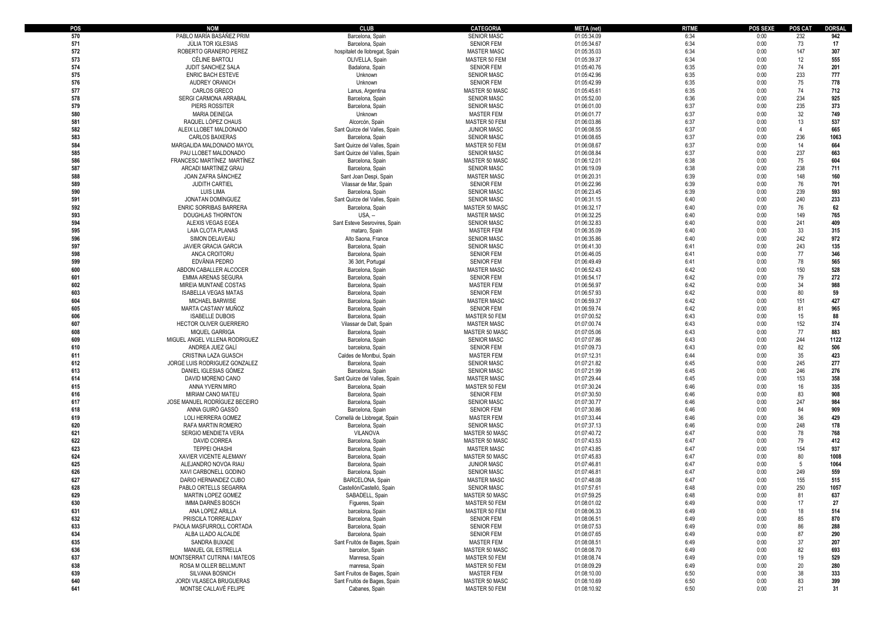| POS | NOM | CLUB | CATEGORIA | META (net) | RITME | POS SEXE | POS CAT | DORSAL |
|---|---|---|---|---|---|---|---|---|
| 570 | PABLO MARÍA BASÁÑEZ PRIM | Barcelona, Spain | SENIOR MASC | 01:05:34.09 | 6:34 | 0:00 | 232 | 942 |
| 571 | JÚLIA TOR IGLESIAS | Barcelona, Spain | SENIOR FEM | 01:05:34.67 | 6:34 | 0:00 | 73 | 17 |
| 572 | ROBERTO GRANERO PEREZ | hospitalet de llobregat, Spain | MASTER MASC | 01:05:35.03 | 6:34 | 0:00 | 147 | 307 |
| 573 | CÉLINE BARTOLI | OLIVELLA, Spain | MASTER 50 FEM | 01:05:39.37 | 6:34 | 0:00 | 12 | 555 |
| 574 | JUDIT SANCHEZ SALA | Badalona, Spain | SENIOR FEM | 01:05:40.76 | 6:35 | 0:00 | 74 | 201 |
| 575 | ENRIC BACH ESTEVE | Unknown | SENIOR MASC | 01:05:42.96 | 6:35 | 0:00 | 233 | 777 |
| 576 | AUDREY ORANICH | Unknown | SENIOR FEM | 01:05:42.99 | 6:35 | 0:00 | 75 | 778 |
| 577 | CARLOS GRECO | Lanus, Argentina | MASTER 50 MASC | 01:05:45.61 | 6:35 | 0:00 | 74 | 712 |
| 578 | SERGI CARMONA ARRABAL | Barcelona, Spain | SENIOR MASC | 01:05:52.00 | 6:36 | 0:00 | 234 | 925 |
| 579 | PIERS ROSSITER | Barcelona, Spain | SENIOR MASC | 01:06:01.00 | 6:37 | 0:00 | 235 | 373 |
| 580 | MARIA DEINEGA | Unknown | MASTER FEM | 01:06:01.77 | 6:37 | 0:00 | 32 | 749 |
| 581 | RAQUEL LÓPEZ CHAUS | Alcorcón, Spain | MASTER 50 FEM | 01:06:03.86 | 6:37 | 0:00 | 13 | 537 |
| 582 | ALEIX LLOBET MALDONADO | Sant Quirze del Valles, Spain | JUNIOR MASC | 01:06:08.55 | 6:37 | 0:00 | 4 | 665 |
| 583 | CARLOS BAIXERAS | Barcelona, Spain | SENIOR MASC | 01:06:08.65 | 6:37 | 0:00 | 236 | 1063 |
| 584 | MARGALIDA MALDONADO MAYOL | Sant Quirze del Valles, Spain | MASTER 50 FEM | 01:06:08.67 | 6:37 | 0:00 | 14 | 664 |
| 585 | PAU LLOBET MALDONADO | Sant Quirze del Valles, Spain | SENIOR MASC | 01:06:08.84 | 6:37 | 0:00 | 237 | 663 |
| 586 | FRANCESC MARTÍNEZ MARTÍNEZ | Barcelona, Spain | MASTER 50 MASC | 01:06:12.01 | 6:38 | 0:00 | 75 | 604 |
| 587 | ARCADI MARTÍNEZ GRAU | Barcelona, Spain | SENIOR MASC | 01:06:19.09 | 6:38 | 0:00 | 238 | 711 |
| 588 | JOAN ZAFRA SÁNCHEZ | Sant Joan Despi, Spain | MASTER MASC | 01:06:20.31 | 6:39 | 0:00 | 148 | 160 |
| 589 | JUDITH CARTIEL | Vilassar de Mar, Spain | SENIOR FEM | 01:06:22.96 | 6:39 | 0:00 | 76 | 701 |
| 590 | LUIS LIMA | Barcelona, Spain | SENIOR MASC | 01:06:23.45 | 6:39 | 0:00 | 239 | 593 |
| 591 | JONATAN DOMÍNGUEZ | Sant Quirze del Valles, Spain | SENIOR MASC | 01:06:31.15 | 6:40 | 0:00 | 240 | 233 |
| 592 | ENRIC SORRIBAS BARRERA | Barcelona, Spain | MASTER 50 MASC | 01:06:32.17 | 6:40 | 0:00 | 76 | 62 |
| 593 | DOUGHLAS THORNTON | USA, -- | MASTER MASC | 01:06:32.25 | 6:40 | 0:00 | 149 | 765 |
| 594 | ALEXIS VEGAS EGEA | Sant Esteve Sesrovires, Spain | SENIOR MASC | 01:06:32.83 | 6:40 | 0:00 | 241 | 409 |
| 595 | LAIA CLOTA PLANAS | mataro, Spain | MASTER FEM | 01:06:35.09 | 6:40 | 0:00 | 33 | 315 |
| 596 | SIMON DELAVEAU | Alto Saona, France | SENIOR MASC | 01:06:35.86 | 6:40 | 0:00 | 242 | 972 |
| 597 | JAVIER GRACIA GARCIA | Barcelona, Spain | SENIOR MASC | 01:06:41.30 | 6:41 | 0:00 | 243 | 135 |
| 598 | ANCA CROITORU | Barcelona, Spain | SENIOR FEM | 01:06:46.05 | 6:41 | 0:00 | 77 | 346 |
| 599 | EDVÂNIA PEDRO | 36 3drt, Portugal | SENIOR FEM | 01:06:49.49 | 6:41 | 0:00 | 78 | 565 |
| 600 | ABDON CABALLER ALCOCER | Barcelona, Spain | MASTER MASC | 01:06:52.43 | 6:42 | 0:00 | 150 | 528 |
| 601 | EMMA ARENAS SEGURA | Barcelona, Spain | SENIOR FEM | 01:06:54.17 | 6:42 | 0:00 | 79 | 272 |
| 602 | MIREIA MUNTANÉ COSTAS | Barcelona, Spain | MASTER FEM | 01:06:56.97 | 6:42 | 0:00 | 34 | 988 |
| 603 | ISABELLA VEGAS MATAS | Barcelona, Spain | SENIOR FEM | 01:06:57.93 | 6:42 | 0:00 | 80 | 59 |
| 604 | MICHAEL BARWISE | Barcelona, Spain | MASTER MASC | 01:06:59.37 | 6:42 | 0:00 | 151 | 427 |
| 605 | MARTA CASTANY MUÑOZ | Barcelona, Spain | SENIOR FEM | 01:06:59.74 | 6:42 | 0:00 | 81 | 965 |
| 606 | ISABELLE DUBOIS | Barcelona, Spain | MASTER 50 FEM | 01:07:00.52 | 6:43 | 0:00 | 15 | 88 |
| 607 | HECTOR OLIVER GUERRERO | Vilassar de Dalt, Spain | MASTER MASC | 01:07:00.74 | 6:43 | 0:00 | 152 | 374 |
| 608 | MIQUEL GARRIGA | Barcelona, Spain | MASTER 50 MASC | 01:07:05.06 | 6:43 | 0:00 | 77 | 883 |
| 609 | MIGUEL ANGEL VILLENA RODRIGUEZ | Barcelona, Spain | SENIOR MASC | 01:07:07.86 | 6:43 | 0:00 | 244 | 1122 |
| 610 | ANDREA JUEZ GALÍ | barcelona, Spain | SENIOR FEM | 01:07:09.73 | 6:43 | 0:00 | 82 | 506 |
| 611 | CRISTINA LAZA GUASCH | Caldes de Montbui, Spain | MASTER FEM | 01:07:12.31 | 6:44 | 0:00 | 35 | 423 |
| 612 | JORGE LUIS RODRIGUEZ GONZALEZ | Barcelona, Spain | SENIOR MASC | 01:07:21.82 | 6:45 | 0:00 | 245 | 277 |
| 613 | DANIEL IGLESIAS GÓMEZ | Barcelona, Spain | SENIOR MASC | 01:07:21.99 | 6:45 | 0:00 | 246 | 276 |
| 614 | DAVID MORENO CANO | Sant Quirze del Valles, Spain | MASTER MASC | 01:07:29.44 | 6:45 | 0:00 | 153 | 358 |
| 615 | ANNA YVERN MIRO | Barcelona, Spain | MASTER 50 FEM | 01:07:30.24 | 6:46 | 0:00 | 16 | 335 |
| 616 | MIRIAM CANO MATEU | Barcelona, Spain | SENIOR FEM | 01:07:30.50 | 6:46 | 0:00 | 83 | 908 |
| 617 | JOSE MANUEL RODRÍGUEZ BECEIRO | Barcelona, Spain | SENIOR MASC | 01:07:30.77 | 6:46 | 0:00 | 247 | 984 |
| 618 | ANNA GUIRÓ GASSÓ | Barcelona, Spain | SENIOR FEM | 01:07:30.86 | 6:46 | 0:00 | 84 | 909 |
| 619 | LOLI HERRERA GOMEZ | Cornellà de Llobregat, Spain | MASTER FEM | 01:07:33.44 | 6:46 | 0:00 | 36 | 429 |
| 620 | RAFA MARTIN ROMERO | Barcelona, Spain | SENIOR MASC | 01:07:37.13 | 6:46 | 0:00 | 248 | 178 |
| 621 | SERGIO MENDIETA VERA | VILANOVA | MASTER 50 MASC | 01:07:40.72 | 6:47 | 0:00 | 78 | 768 |
| 622 | DAVID CORREA | Barcelona, Spain | MASTER 50 MASC | 01:07:43.53 | 6:47 | 0:00 | 79 | 412 |
| 623 | TEPPEI OHASHI | Barcelona, Spain | MASTER MASC | 01:07:43.85 | 6:47 | 0:00 | 154 | 937 |
| 624 | XAVIER VICENTE ALEMANY | Barcelona, Spain | MASTER 50 MASC | 01:07:45.83 | 6:47 | 0:00 | 80 | 1008 |
| 625 | ALEJANDRO NOVOA RIAU | Barcelona, Spain | JUNIOR MASC | 01:07:46.81 | 6:47 | 0:00 | 5 | 1064 |
| 626 | XAVI CARBONELL GODINO | Barcelona, Spain | SENIOR MASC | 01:07:46.81 | 6:47 | 0:00 | 249 | 559 |
| 627 | DARIO HERNANDEZ CUBO | BARCELONA, Spain | MASTER MASC | 01:07:48.08 | 6:47 | 0:00 | 155 | 515 |
| 628 | PABLO ORTELLS SEGARRA | Castellón/Castelló, Spain | SENIOR MASC | 01:07:57.61 | 6:48 | 0:00 | 250 | 1057 |
| 629 | MARTIN LOPEZ GOMEZ | SABADELL, Spain | MASTER 50 MASC | 01:07:59.25 | 6:48 | 0:00 | 81 | 637 |
| 630 | IMMA DARNÉS BOSCH | Figueres, Spain | MASTER 50 FEM | 01:08:01.02 | 6:49 | 0:00 | 17 | 27 |
| 631 | ANA LOPEZ ARILLA | barcelona, Spain | MASTER 50 FEM | 01:08:06.33 | 6:49 | 0:00 | 18 | 514 |
| 632 | PRISCILA TORREALDAY | Barcelona, Spain | SENIOR FEM | 01:08:06.51 | 6:49 | 0:00 | 85 | 870 |
| 633 | PAOLA MASFURROLL CORTADA | Barcelona, Spain | SENIOR FEM | 01:08:07.53 | 6:49 | 0:00 | 86 | 288 |
| 634 | ALBA LLADO ALCALDE | Barcelona, Spain | SENIOR FEM | 01:08:07.65 | 6:49 | 0:00 | 87 | 290 |
| 635 | SANDRA BUXADE | Sant Fruitós de Bages, Spain | MASTER FEM | 01:08:08.51 | 6:49 | 0:00 | 37 | 207 |
| 636 | MANUEL GIL ESTRELLA | barcelon, Spain | MASTER 50 MASC | 01:08:08.70 | 6:49 | 0:00 | 82 | 693 |
| 637 | MONTSERRAT CUTRINA I MATEOS | Manresa, Spain | MASTER 50 FEM | 01:08:08.74 | 6:49 | 0:00 | 19 | 529 |
| 638 | ROSA M OLLER BELLMUNT | manresa, Spain | MASTER 50 FEM | 01:08:09.29 | 6:49 | 0:00 | 20 | 280 |
| 639 | SILVANA BOSNICH | Sant Fruitos de Bages, Spain | MASTER FEM | 01:08:10.00 | 6:50 | 0:00 | 38 | 333 |
| 640 | JORDI VILASECA BRUGUERAS | Sant Fruitós de Bages, Spain | MASTER 50 MASC | 01:08:10.69 | 6:50 | 0:00 | 83 | 399 |
| 641 | MONTSE CALLAVÉ FELIPE | Cabanes, Spain | MASTER 50 FEM | 01:08:10.92 | 6:50 | 0:00 | 21 | 31 |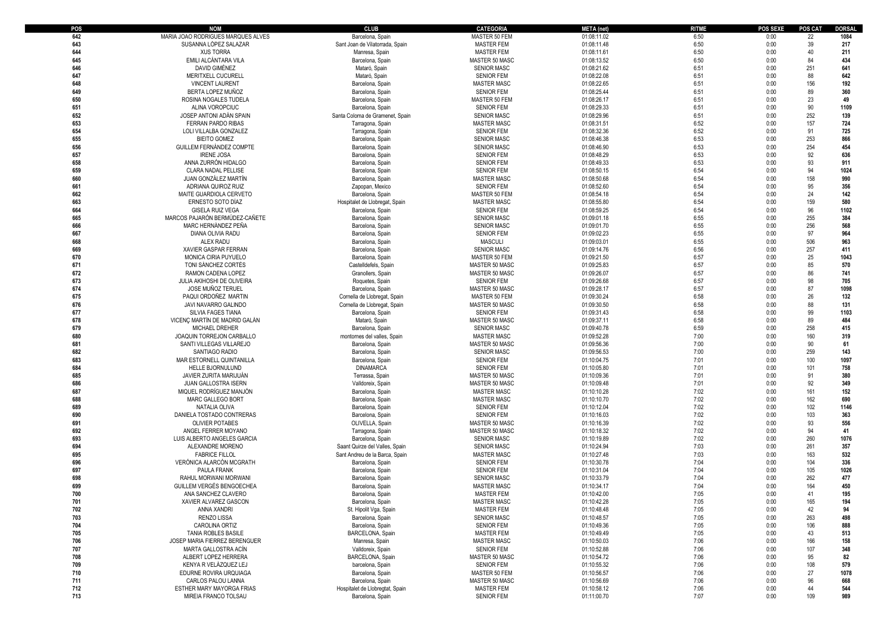| POS | NOM | CLUB | CATEGORIA | META (net) | RITME | POS SEXE | POS CAT | DORSAL |
|---|---|---|---|---|---|---|---|---|
| 642 | MARIA JOAO RODRIGUES MARQUES ALVES | Barcelona, Spain | MASTER 50 FEM | 01:08:11.02 | 6:50 | 0:00 | 22 | 1084 |
| 643 | SUSANNA LÓPEZ SALAZAR | Sant Joan de Vilatorrada, Spain | MASTER FEM | 01:08:11.48 | 6:50 | 0:00 | 39 | 217 |
| 644 | XUS TORRA | Manresa, Spain | MASTER FEM | 01:08:11.61 | 6:50 | 0:00 | 40 | 211 |
| 645 | EMILI ALCÀNTARA VILA | Barcelona, Spain | MASTER 50 MASC | 01:08:13.52 | 6:50 | 0:00 | 84 | 434 |
| 646 | DAVID GIMÉNEZ | Mataró, Spain | SENIOR MASC | 01:08:21.62 | 6:51 | 0:00 | 251 | 641 |
| 647 | MERITXELL CUCURELL | Mataró, Spain | SENIOR FEM | 01:08:22.08 | 6:51 | 0:00 | 88 | 642 |
| 648 | VINCENT LAURENT | Barcelona, Spain | MASTER MASC | 01:08:22.65 | 6:51 | 0:00 | 156 | 192 |
| 649 | BERTA LOPEZ MUÑOZ | Barcelona, Spain | SENIOR FEM | 01:08:25.44 | 6:51 | 0:00 | 89 | 360 |
| 650 | ROSINA NOGALES TUDELA | Barcelona, Spain | MASTER 50 FEM | 01:08:26.17 | 6:51 | 0:00 | 23 | 49 |
| 651 | ALINA VOROPCIUC | Barcelona, Spain | SENIOR FEM | 01:08:29.33 | 6:51 | 0:00 | 90 | 1109 |
| 652 | JOSEP ANTONI ADÁN SPAIN | Santa Coloma de Gramenet, Spain | SENIOR MASC | 01:08:29.96 | 6:51 | 0:00 | 252 | 139 |
| 653 | FERRAN PARDO RIBAS | Tarragona, Spain | MASTER MASC | 01:08:31.51 | 6:52 | 0:00 | 157 | 724 |
| 654 | LOLI VILLALBA GONZALEZ | Tarragona, Spain | SENIOR FEM | 01:08:32.36 | 6:52 | 0:00 | 91 | 725 |
| 655 | BIEITO GOMEZ | Barcelona, Spain | SENIOR MASC | 01:08:46.38 | 6:53 | 0:00 | 253 | 866 |
| 656 | GUILLEM FERNÁNDEZ COMPTE | Barcelona, Spain | SENIOR MASC | 01:08:46.90 | 6:53 | 0:00 | 254 | 454 |
| 657 | IRENE JOSA | Barcelona, Spain | SENIOR FEM | 01:08:48.29 | 6:53 | 0:00 | 92 | 636 |
| 658 | ANNA ZURRÓN HIDALGO | Barcelona, Spain | SENIOR FEM | 01:08:49.33 | 6:53 | 0:00 | 93 | 911 |
| 659 | CLARA NADAL PELLISE | Barcelona, Spain | SENIOR FEM | 01:08:50.15 | 6:54 | 0:00 | 94 | 1024 |
| 660 | JUAN GONZÁLEZ MARTÍN | Barcelona, Spain | MASTER MASC | 01:08:50.68 | 6:54 | 0:00 | 158 | 990 |
| 661 | ADRIANA QUIROZ RUIZ | Zapopan, Mexico | SENIOR FEM | 01:08:52.60 | 6:54 | 0:00 | 95 | 356 |
| 662 | MAITE GUARDIOLA CERVETO | Barcelona, Spain | MASTER 50 FEM | 01:08:54.18 | 6:54 | 0:00 | 24 | 142 |
| 663 | ERNESTO SOTO DÍAZ | Hospitalet de Llobregat, Spain | MASTER MASC | 01:08:55.80 | 6:54 | 0:00 | 159 | 580 |
| 664 | GISELA RUIZ VEGA | Barcelona, Spain | SENIOR FEM | 01:08:59.25 | 6:54 | 0:00 | 96 | 1102 |
| 665 | MARCOS PAJARÓN BERMÚDEZ-CAÑETE | Barcelona, Spain | SENIOR MASC | 01:09:01.18 | 6:55 | 0:00 | 255 | 384 |
| 666 | MARC HERNÁNDEZ PEÑA | Barcelona, Spain | SENIOR MASC | 01:09:01.70 | 6:55 | 0:00 | 256 | 568 |
| 667 | DIANA OLIVIA RADU | Barcelona, Spain | SENIOR FEM | 01:09:02.23 | 6:55 | 0:00 | 97 | 964 |
| 668 | ALEX RADU | Barcelona, Spain | MASCULI | 01:09:03.01 | 6:55 | 0:00 | 506 | 963 |
| 669 | XAVIER GASPAR FERRAN | Barcelona, Spain | SENIOR MASC | 01:09:14.76 | 6:56 | 0:00 | 257 | 411 |
| 670 | MONICA CIRIA PUYUELO | Barcelona, Spain | MASTER 50 FEM | 01:09:21.50 | 6:57 | 0:00 | 25 | 1043 |
| 671 | TONI SÁNCHEZ CORTÉS | Castelldefels, Spain | MASTER 50 MASC | 01:09:25.83 | 6:57 | 0:00 | 85 | 570 |
| 672 | RAMON CADENA LOPEZ | Granollers, Spain | MASTER 50 MASC | 01:09:26.07 | 6:57 | 0:00 | 86 | 741 |
| 673 | JULIA AKIHOSHI DE OLIVEIRA | Roquetes, Spain | SENIOR FEM | 01:09:26.68 | 6:57 | 0:00 | 98 | 705 |
| 674 | JOSE MUÑOZ TERUEL | Barcelona, Spain | MASTER 50 MASC | 01:09:28.17 | 6:57 | 0:00 | 87 | 1098 |
| 675 | PAQUI ORDOÑEZ MARTIN | Cornella de Llobregat, Spain | MASTER 50 FEM | 01:09:30.24 | 6:58 | 0:00 | 26 | 132 |
| 676 | JAVI NAVARRO GALINDO | Cornella de Llobregat, Spain | MASTER 50 MASC | 01:09:30.50 | 6:58 | 0:00 | 88 | 131 |
| 677 | SILVIA FAGES TIANA | Barcelona, Spain | SENIOR FEM | 01:09:31.43 | 6:58 | 0:00 | 99 | 1103 |
| 678 | VICENÇ MARTÍN DE MADRID GALÁN | Mataró, Spain | MASTER 50 MASC | 01:09:37.11 | 6:58 | 0:00 | 89 | 484 |
| 679 | MICHAEL DREHER | Barcelona, Spain | SENIOR MASC | 01:09:40.78 | 6:59 | 0:00 | 258 | 415 |
| 680 | JOAQUIN TORREJON CARBALLO | montornes del valles, Spain | MASTER MASC | 01:09:52.28 | 7:00 | 0:00 | 160 | 319 |
| 681 | SANTI VILLEGAS VILLAREJO | Barcelona, Spain | MASTER 50 MASC | 01:09:56.36 | 7:00 | 0:00 | 90 | 61 |
| 682 | SANTIAGO RADIO | Barcelona, Spain | SENIOR MASC | 01:09:56.53 | 7:00 | 0:00 | 259 | 143 |
| 683 | MAR ESTORNELL QUINTANILLA | Barcelona, Spain | SENIOR FEM | 01:10:04.75 | 7:01 | 0:00 | 100 | 1097 |
| 684 | HELLE BJORNULUND | DINAMARCA | SENIOR FEM | 01:10:05.80 | 7:01 | 0:00 | 101 | 758 |
| 685 | JAVIER ZURITA MARIJUÁN | Terrassa, Spain | MASTER 50 MASC | 01:10:09.36 | 7:01 | 0:00 | 91 | 380 |
| 686 | JUAN GALLOSTRA ISERN | Valldoreix, Spain | MASTER 50 MASC | 01:10:09.48 | 7:01 | 0:00 | 92 | 349 |
| 687 | MIQUEL RODRÍGUEZ MANJÓN | Barcelona, Spain | MASTER MASC | 01:10:10.28 | 7:02 | 0:00 | 161 | 152 |
| 688 | MARC GALLEGO BORT | Barcelona, Spain | MASTER MASC | 01:10:10.70 | 7:02 | 0:00 | 162 | 690 |
| 689 | NATALIA OLIVA | Barcelona, Spain | SENIOR FEM | 01:10:12.04 | 7:02 | 0:00 | 102 | 1146 |
| 690 | DANIELA TOSTADO CONTRERAS | Barcelona, Spain | SENIOR FEM | 01:10:16.03 | 7:02 | 0:00 | 103 | 363 |
| 691 | OLIVIER POTABES | OLIVELLA, Spain | MASTER 50 MASC | 01:10:16.39 | 7:02 | 0:00 | 93 | 556 |
| 692 | ANGEL FERRER MOYANO | Tarragona, Spain | MASTER 50 MASC | 01:10:18.32 | 7:02 | 0:00 | 94 | 41 |
| 693 | LUIS ALBERTO ANGELES GARCIA | Barcelona, Spain | SENIOR MASC | 01:10:19.89 | 7:02 | 0:00 | 260 | 1076 |
| 694 | ALEXANDRE MORENO | Saant Quirze del Valles, Spain | SENIOR MASC | 01:10:24.94 | 7:03 | 0:00 | 261 | 357 |
| 695 | FABRICE FILLOL | Sant Andreu de la Barca, Spain | MASTER MASC | 01:10:27.48 | 7:03 | 0:00 | 163 | 532 |
| 696 | VERÒNICA ALARCÓN MCGRATH | Barcelona, Spain | SENIOR FEM | 01:10:30.78 | 7:04 | 0:00 | 104 | 336 |
| 697 | PAULA FRANK | Barcelona, Spain | SENIOR FEM | 01:10:31.04 | 7:04 | 0:00 | 105 | 1026 |
| 698 | RAHUL MORWANI MORWANI | Barcelona, Spain | SENIOR MASC | 01:10:33.79 | 7:04 | 0:00 | 262 | 477 |
| 699 | GUILLEM VERGÉS BENGOECHEA | Barcelona, Spain | MASTER MASC | 01:10:34.17 | 7:04 | 0:00 | 164 | 450 |
| 700 | ANA SANCHEZ CLAVERO | Barcelona, Spain | MASTER FEM | 01:10:42.00 | 7:05 | 0:00 | 41 | 195 |
| 701 | XAVIER ALVAREZ GASCON | Barcelona, Spain | MASTER MASC | 01:10:42.28 | 7:05 | 0:00 | 165 | 194 |
| 702 | ANNA XANDRI | St. Hipolit Vga, Spain | MASTER FEM | 01:10:48.48 | 7:05 | 0:00 | 42 | 94 |
| 703 | RENZO LISSA | Barcelona, Spain | SENIOR MASC | 01:10:48.57 | 7:05 | 0:00 | 263 | 498 |
| 704 | CAROLINA ORTIZ | Barcelona, Spain | SENIOR FEM | 01:10:49.36 | 7:05 | 0:00 | 106 | 888 |
| 705 | TANIA ROBLES BASILE | BARCELONA, Spain | MASTER FEM | 01:10:49.49 | 7:05 | 0:00 | 43 | 513 |
| 706 | JOSEP MARIA FIERREZ BERENGUER | Manresa, Spain | MASTER MASC | 01:10:50.03 | 7:06 | 0:00 | 166 | 158 |
| 707 | MARTA GALLOSTRA ACÍN | Valldoreix, Spain | SENIOR FEM | 01:10:52.88 | 7:06 | 0:00 | 107 | 348 |
| 708 | ALBERT LOPEZ HERRERA | BARCELONA, Spain | MASTER 50 MASC | 01:10:54.72 | 7:06 | 0:00 | 95 | 82 |
| 709 | KENYA R VELÁZQUEZ LEJ | barcelona, Spain | SENIOR FEM | 01:10:55.32 | 7:06 | 0:00 | 108 | 579 |
| 710 | EDURNE ROVIRA URQUIAGA | Barcelona, Spain | MASTER 50 FEM | 01:10:56.57 | 7:06 | 0:00 | 27 | 1078 |
| 711 | CARLOS PALOU LANNA | Barcelona, Spain | MASTER 50 MASC | 01:10:56.69 | 7:06 | 0:00 | 96 | 668 |
| 712 | ESTHER MARY MAYORGA FRIAS | Hospitalet de Llobregtat, Spain | MASTER FEM | 01:10:58.12 | 7:06 | 0:00 | 44 | 544 |
| 713 | MIREIA FRANCO TOLSAU | Barcelona, Spain | SENIOR FEM | 01:11:00.70 | 7:07 | 0:00 | 109 | 989 |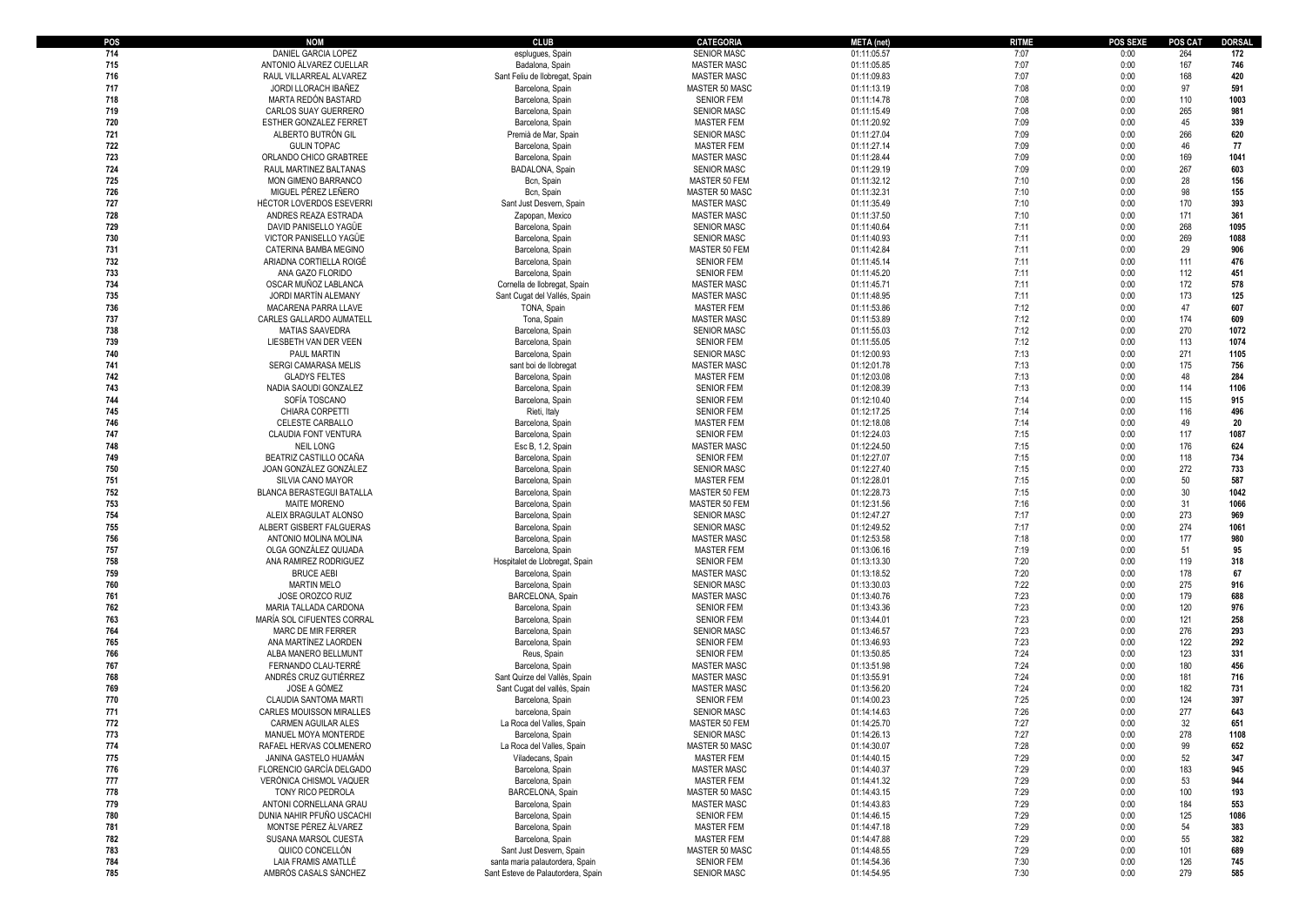| POS | NOM | CLUB | CATEGORIA | META (net) | RITME | POS SEXE | POS CAT | DORSAL |
|---|---|---|---|---|---|---|---|---|
| 714 | DANIEL GARCIA LOPEZ | esplugues, Spain | SENIOR MASC | 01:11:05.57 | 7:07 | 0:00 | 264 | 172 |
| 715 | ANTONIO ÁLVAREZ CUELLAR | Badalona, Spain | MASTER MASC | 01:11:05.85 | 7:07 | 0:00 | 167 | 746 |
| 716 | RAUL VILLARREAL ALVAREZ | Sant Feliu de llobregat, Spain | MASTER MASC | 01:11:09.83 | 7:07 | 0:00 | 168 | 420 |
| 717 | JORDI LLORACH IBAÑEZ | Barcelona, Spain | MASTER 50 MASC | 01:11:13.19 | 7:08 | 0:00 | 97 | 591 |
| 718 | MARTA REDÓN BASTARD | Barcelona, Spain | SENIOR FEM | 01:11:14.78 | 7:08 | 0:00 | 110 | 1003 |
| 719 | CARLOS SUAY GUERRERO | Barcelona, Spain | SENIOR MASC | 01:11:15.49 | 7:08 | 0:00 | 265 | 981 |
| 720 | ESTHER GONZALEZ FERRET | Barcelona, Spain | MASTER FEM | 01:11:20.92 | 7:09 | 0:00 | 45 | 339 |
| 721 | ALBERTO BUTRÓN GIL | Premià de Mar, Spain | SENIOR MASC | 01:11:27.04 | 7:09 | 0:00 | 266 | 620 |
| 722 | GULIN TOPAC | Barcelona, Spain | MASTER FEM | 01:11:27.14 | 7:09 | 0:00 | 46 | 77 |
| 723 | ORLANDO CHICO GRABTREE | Barcelona, Spain | MASTER MASC | 01:11:28.44 | 7:09 | 0:00 | 169 | 1041 |
| 724 | RAUL MARTINEZ BALTANAS | BADALONA, Spain | SENIOR MASC | 01:11:29.19 | 7:09 | 0:00 | 267 | 603 |
| 725 | MON GIMENO BARRANCO | Bcn, Spain | MASTER 50 FEM | 01:11:32.12 | 7:10 | 0:00 | 28 | 156 |
| 726 | MIGUEL PÉREZ LEÑERO | Bcn, Spain | MASTER 50 MASC | 01:11:32.31 | 7:10 | 0:00 | 98 | 155 |
| 727 | HÉCTOR LOVERDOS ESEVERRI | Sant Just Desvern, Spain | MASTER MASC | 01:11:35.49 | 7:10 | 0:00 | 170 | 393 |
| 728 | ANDRES REAZA ESTRADA | Zapopan, Mexico | MASTER MASC | 01:11:37.50 | 7:10 | 0:00 | 171 | 361 |
| 729 | DAVID PANISELLO YAGÜE | Barcelona, Spain | SENIOR MASC | 01:11:40.64 | 7:11 | 0:00 | 268 | 1095 |
| 730 | VICTOR PANISELLO YAGÜE | Barcelona, Spain | SENIOR MASC | 01:11:40.93 | 7:11 | 0:00 | 269 | 1088 |
| 731 | CATERINA BAMBA MEGINO | Barcelona, Spain | MASTER 50 FEM | 01:11:42.84 | 7:11 | 0:00 | 29 | 906 |
| 732 | ARIADNA CORTIELLA ROIGÉ | Barcelona, Spain | SENIOR FEM | 01:11:45.14 | 7:11 | 0:00 | 111 | 476 |
| 733 | ANA GAZO FLORIDO | Barcelona, Spain | SENIOR FEM | 01:11:45.20 | 7:11 | 0:00 | 112 | 451 |
| 734 | OSCAR MUÑOZ LABLANCA | Cornella de llobregat, Spain | MASTER MASC | 01:11:45.71 | 7:11 | 0:00 | 172 | 578 |
| 735 | JORDI MARTÍN ALEMANY | Sant Cugat del Vallès, Spain | MASTER MASC | 01:11:48.95 | 7:11 | 0:00 | 173 | 125 |
| 736 | MACARENA PARRA LLAVE | TONA, Spain | MASTER FEM | 01:11:53.86 | 7:12 | 0:00 | 47 | 607 |
| 737 | CARLES GALLARDO AUMATELL | Tona, Spain | MASTER MASC | 01:11:53.89 | 7:12 | 0:00 | 174 | 609 |
| 738 | MATIAS SAAVEDRA | Barcelona, Spain | SENIOR MASC | 01:11:55.03 | 7:12 | 0:00 | 270 | 1072 |
| 739 | LIESBETH VAN DER VEEN | Barcelona, Spain | SENIOR FEM | 01:11:55.05 | 7:12 | 0:00 | 113 | 1074 |
| 740 | PAUL MARTIN | Barcelona, Spain | SENIOR MASC | 01:12:00.93 | 7:13 | 0:00 | 271 | 1105 |
| 741 | SERGI CAMARASA MELIS | sant boi de llobregat | MASTER MASC | 01:12:01.78 | 7:13 | 0:00 | 175 | 756 |
| 742 | GLADYS FELTES | Barcelona, Spain | MASTER FEM | 01:12:03.08 | 7:13 | 0:00 | 48 | 284 |
| 743 | NADIA SAOUDI GONZALEZ | Barcelona, Spain | SENIOR FEM | 01:12:08.39 | 7:13 | 0:00 | 114 | 1106 |
| 744 | SOFÍA TOSCANO | Barcelona, Spain | SENIOR FEM | 01:12:10.40 | 7:14 | 0:00 | 115 | 915 |
| 745 | CHIARA CORPETTI | Rieti, Italy | SENIOR FEM | 01:12:17.25 | 7:14 | 0:00 | 116 | 496 |
| 746 | CELESTE CARBALLO | Barcelona, Spain | MASTER FEM | 01:12:18.08 | 7:14 | 0:00 | 49 | 20 |
| 747 | CLAUDIA FONT VENTURA | Barcelona, Spain | SENIOR FEM | 01:12:24.03 | 7:15 | 0:00 | 117 | 1087 |
| 748 | NEIL LONG | Esc B, 1.2, Spain | MASTER MASC | 01:12:24.50 | 7:15 | 0:00 | 176 | 624 |
| 749 | BEATRIZ CASTILLO OCAÑA | Barcelona, Spain | SENIOR FEM | 01:12:27.07 | 7:15 | 0:00 | 118 | 734 |
| 750 | JOAN GONZÁLEZ GONZÁLEZ | Barcelona, Spain | SENIOR MASC | 01:12:27.40 | 7:15 | 0:00 | 272 | 733 |
| 751 | SILVIA CANO MAYOR | Barcelona, Spain | MASTER FEM | 01:12:28.01 | 7:15 | 0:00 | 50 | 587 |
| 752 | BLANCA BERASTEGUI BATALLA | Barcelona, Spain | MASTER 50 FEM | 01:12:28.73 | 7:15 | 0:00 | 30 | 1042 |
| 753 | MAITE MORENO | Barcelona, Spain | MASTER 50 FEM | 01:12:31.56 | 7:16 | 0:00 | 31 | 1066 |
| 754 | ALEIX BRAGULAT ALONSO | Barcelona, Spain | SENIOR MASC | 01:12:47.27 | 7:17 | 0:00 | 273 | 969 |
| 755 | ALBERT GISBERT FALGUERAS | Barcelona, Spain | SENIOR MASC | 01:12:49.52 | 7:17 | 0:00 | 274 | 1061 |
| 756 | ANTONIO MOLINA MOLINA | Barcelona, Spain | MASTER MASC | 01:12:53.58 | 7:18 | 0:00 | 177 | 980 |
| 757 | OLGA GONZÁLEZ QUIJADA | Barcelona, Spain | MASTER FEM | 01:13:06.16 | 7:19 | 0:00 | 51 | 95 |
| 758 | ANA RAMIREZ RODRIGUEZ | Hospitalet de Llobregat, Spain | SENIOR FEM | 01:13:13.30 | 7:20 | 0:00 | 119 | 318 |
| 759 | BRUCE AEBI | Barcelona, Spain | MASTER MASC | 01:13:18.52 | 7:20 | 0:00 | 178 | 67 |
| 760 | MARTIN MELO | Barcelona, Spain | SENIOR MASC | 01:13:30.03 | 7:22 | 0:00 | 275 | 916 |
| 761 | JOSE OROZCO RUIZ | BARCELONA, Spain | MASTER MASC | 01:13:40.76 | 7:23 | 0:00 | 179 | 688 |
| 762 | MARIA TALLADA CARDONA | Barcelona, Spain | SENIOR FEM | 01:13:43.36 | 7:23 | 0:00 | 120 | 976 |
| 763 | MARÍA SOL CIFUENTES CORRAL | Barcelona, Spain | SENIOR FEM | 01:13:44.01 | 7:23 | 0:00 | 121 | 258 |
| 764 | MARC DE MIR FERRER | Barcelona, Spain | SENIOR MASC | 01:13:46.57 | 7:23 | 0:00 | 276 | 293 |
| 765 | ANA MARTÍNEZ LAORDEN | Barcelona, Spain | SENIOR FEM | 01:13:46.93 | 7:23 | 0:00 | 122 | 292 |
| 766 | ALBA MANERO BELLMUNT | Reus, Spain | SENIOR FEM | 01:13:50.85 | 7:24 | 0:00 | 123 | 331 |
| 767 | FERNANDO CLAU-TERRÉ | Barcelona, Spain | MASTER MASC | 01:13:51.98 | 7:24 | 0:00 | 180 | 456 |
| 768 | ANDRÉS CRUZ GUTIÉRREZ | Sant Quirze del Vallès, Spain | MASTER MASC | 01:13:55.91 | 7:24 | 0:00 | 181 | 716 |
| 769 | JOSE A GÓMEZ | Sant Cugat del vallès, Spain | MASTER MASC | 01:13:56.20 | 7:24 | 0:00 | 182 | 731 |
| 770 | CLAUDIA SANTOMA MARTI | Barcelona, Spain | SENIOR FEM | 01:14:00.23 | 7:25 | 0:00 | 124 | 397 |
| 771 | CARLES MOUISSON MIRALLES | barcelona, Spain | SENIOR MASC | 01:14:14.63 | 7:26 | 0:00 | 277 | 643 |
| 772 | CARMEN AGUILAR ALES | La Roca del Valles, Spain | MASTER 50 FEM | 01:14:25.70 | 7:27 | 0:00 | 32 | 651 |
| 773 | MANUEL MOYA MONTERDE | Barcelona, Spain | SENIOR MASC | 01:14:26.13 | 7:27 | 0:00 | 278 | 1108 |
| 774 | RAFAEL HERVAS COLMENERO | La Roca del Valles, Spain | MASTER 50 MASC | 01:14:30.07 | 7:28 | 0:00 | 99 | 652 |
| 775 | JANINA GASTELO HUAMÁN | Viladecans, Spain | MASTER FEM | 01:14:40.15 | 7:29 | 0:00 | 52 | 347 |
| 776 | FLORENCIO GARCÍA DELGADO | Barcelona, Spain | MASTER MASC | 01:14:40.37 | 7:29 | 0:00 | 183 | 945 |
| 777 | VERÓNICA CHISMOL VAQUER | Barcelona, Spain | MASTER FEM | 01:14:41.32 | 7:29 | 0:00 | 53 | 944 |
| 778 | TONY RICO PEDROLA | BARCELONA, Spain | MASTER 50 MASC | 01:14:43.15 | 7:29 | 0:00 | 100 | 193 |
| 779 | ANTONI CORNELLANA GRAU | Barcelona, Spain | MASTER MASC | 01:14:43.83 | 7:29 | 0:00 | 184 | 553 |
| 780 | DUNIA NAHIR PFUÑO USCACHI | Barcelona, Spain | SENIOR FEM | 01:14:46.15 | 7:29 | 0:00 | 125 | 1086 |
| 781 | MONTSE PÉREZ ÁLVAREZ | Barcelona, Spain | MASTER FEM | 01:14:47.18 | 7:29 | 0:00 | 54 | 383 |
| 782 | SUSANA MARSOL CUESTA | Barcelona, Spain | MASTER FEM | 01:14:47.88 | 7:29 | 0:00 | 55 | 382 |
| 783 | QUICO CONCELLÓN | Sant Just Desvern, Spain | MASTER 50 MASC | 01:14:48.55 | 7:29 | 0:00 | 101 | 689 |
| 784 | LAIA FRAMIS AMATLLÉ | santa maria palautordera, Spain | SENIOR FEM | 01:14:54.36 | 7:30 | 0:00 | 126 | 745 |
| 785 | AMBRÒS CASALS SÁNCHEZ | Sant Esteve de Palautordera, Spain | SENIOR MASC | 01:14:54.95 | 7:30 | 0:00 | 279 | 585 |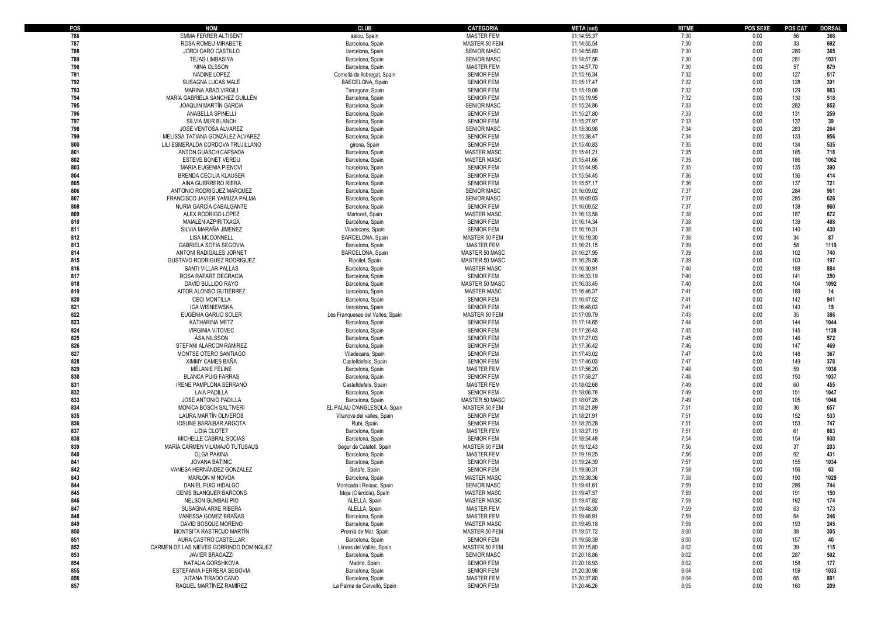| POS | NOM | CLUB | CATEGORIA | META (net) | RITME | POS SEXE | POS CAT | DORSAL |
|---|---|---|---|---|---|---|---|---|
| 786 | EMMA FERRER ALTISENT | salou, Spain | MASTER FEM | 01:14:55.37 | 7:30 | 0:00 | 56 | 366 |
| 787 | ROSA ROMEU MIRABETE | Barcelona, Spain | MASTER 50 FEM | 01:14:55.54 | 7:30 | 0:00 | 33 | 692 |
| 788 | JORDI CARO CASTILLO | barcelona, Spain | SENIOR MASC | 01:14:55.89 | 7:30 | 0:00 | 280 | 365 |
| 789 | TEJAS LIMBASIYA | Barcelona, Spain | SENIOR MASC | 01:14:57.56 | 7:30 | 0:00 | 281 | 1031 |
| 790 | NINA OLSSON | Barcelona, Spain | MASTER FEM | 01:14:57.70 | 7:30 | 0:00 | 57 | 879 |
| 791 | NADINE LOPEZ | Cornellà de llobregat, Spain | SENIOR FEM | 01:15:16.34 | 7:32 | 0:00 | 127 | 517 |
| 792 | SUSAGNA LUCAS MALÉ | BAECELONA, Spain | SENIOR FEM | 01:15:17.47 | 7:32 | 0:00 | 128 | 391 |
| 793 | MARINA ABAD VIRGILI | Tarragona, Spain | SENIOR FEM | 01:15:19.08 | 7:32 | 0:00 | 129 | 983 |
| 794 | MARÍA GABRIELA SÁNCHEZ GUILLÉN | Barcelona, Spain | SENIOR FEM | 01:15:19.95 | 7:32 | 0:00 | 130 | 518 |
| 795 | JOAQUIN MARTÍN GARCIA | Barcelona, Spain | SENIOR MASC | 01:15:24.86 | 7:33 | 0:00 | 282 | 852 |
| 796 | ANABELLA SPINELLI | Barcelona, Spain | SENIOR FEM | 01:15:27.80 | 7:33 | 0:00 | 131 | 259 |
| 797 | SÍLVIA MUR BLANCH | Barcelona, Spain | SENIOR FEM | 01:15:27.97 | 7:33 | 0:00 | 132 | 39 |
| 798 | JOSE VENTOSA ÁLVAREZ | Barcelona, Spain | SENIOR MASC | 01:15:30.98 | 7:34 | 0:00 | 283 | 264 |
| 799 | MELISSA TATIANA GONZÁLEZ ÁLVAREZ | Barcelona, Spain | SENIOR FEM | 01:15:38.47 | 7:34 | 0:00 | 133 | 956 |
| 800 | LILI ESMERALDA CORDOVA TRUJILLANO | girona, Spain | SENIOR FEM | 01:15:40.83 | 7:35 | 0:00 | 134 | 535 |
| 801 | ANTON GUASCH CAPSADA | Barcelona, Spain | MASTER MASC | 01:15:41.21 | 7:35 | 0:00 | 185 | 718 |
| 802 | ESTEVE BONET VERDU | Barcelona, Spain | MASTER MASC | 01:15:41.66 | 7:35 | 0:00 | 186 | 1062 |
| 803 | MARIA EUGENIA PIENOVI | barcelona, Spain | SENIOR FEM | 01:15:44.95 | 7:35 | 0:00 | 135 | 390 |
| 804 | BRENDA CECILIA KLAUSER | Barcelona, Spain | SENIOR FEM | 01:15:54.45 | 7:36 | 0:00 | 136 | 414 |
| 805 | AINA GUERRERO RIERA | Barcelona, Spain | SENIOR FEM | 01:15:57.17 | 7:36 | 0:00 | 137 | 721 |
| 806 | ANTONIO RODRIGUEZ MARQUEZ | Barcelona, Spain | SENIOR MASC | 01:16:09.02 | 7:37 | 0:00 | 284 | 961 |
| 807 | FRANCISCO JAVIER YAMUZA PALMA | Barcelona, Spain | SENIOR MASC | 01:16:09.03 | 7:37 | 0:00 | 285 | 626 |
| 808 | NURIA GARCÍA CABALGANTE | Barcelona, Spain | SENIOR FEM | 01:16:09.52 | 7:37 | 0:00 | 138 | 960 |
| 809 | ALEX RODRIGO LOPEZ | Martorell, Spain | MASTER MASC | 01:16:13.58 | 7:38 | 0:00 | 187 | 672 |
| 810 | MAIALEN AZPIRITXAGA | Barcelona, Spain | SENIOR FEM | 01:16:14.34 | 7:38 | 0:00 | 139 | 488 |
| 811 | SILVIA MARAÑA JIMENEZ | Viladecans, Spain | SENIOR FEM | 01:16:16.31 | 7:38 | 0:00 | 140 | 430 |
| 812 | LISA MCCONNELL | BARCELONA, Spain | MASTER 50 FEM | 01:16:19.30 | 7:38 | 0:00 | 34 | 87 |
| 813 | GABRIELA SOFIA SEGOVIA | Barcelona, Spain | MASTER FEM | 01:16:21.15 | 7:39 | 0:00 | 58 | 1119 |
| 814 | ANTONI RADIGALES JORNET | BARCELONA, Spain | MASTER 50 MASC | 01:16:27.95 | 7:39 | 0:00 | 102 | 740 |
| 815 | GUSTAVO RODRIGUEZ RODRIGUEZ | Ripollet, Spain | MASTER 50 MASC | 01:16:29.56 | 7:39 | 0:00 | 103 | 197 |
| 816 | SANTI VILLAR PALLAS | Barcelona, Spain | MASTER MASC | 01:16:30.91 | 7:40 | 0:00 | 188 | 884 |
| 817 | ROSA RAFART DEGRACIA | Barcelona, Spain | SENIOR FEM | 01:16:33.19 | 7:40 | 0:00 | 141 | 350 |
| 818 | DAVID BULLIDO RAYO | Barcelona, Spain | MASTER 50 MASC | 01:16:33.45 | 7:40 | 0:00 | 104 | 1092 |
| 819 | AITOR ALONSO GUTIÉRREZ | barcelona, Spain | MASTER MASC | 01:16:46.37 | 7:41 | 0:00 | 189 | 14 |
| 820 | CECI MONTILLA | Barcelona, Spain | SENIOR FEM | 01:16:47.52 | 7:41 | 0:00 | 142 | 941 |
| 821 | IGA WISNIEWSKA | barcelona, Spain | SENIOR FEM | 01:16:48.03 | 7:41 | 0:00 | 143 | 15 |
| 822 | EUGÈNIA GARIJO SOLER | Les Franqueses del Vallès, Spain | MASTER 50 FEM | 01:17:09.79 | 7:43 | 0:00 | 35 | 386 |
| 823 | KATHARINA METZ | Barcelona, Spain | SENIOR FEM | 01:17:14.65 | 7:44 | 0:00 | 144 | 1044 |
| 824 | VIRGINIA VITOVEC | Barcelona, Spain | SENIOR FEM | 01:17:26.43 | 7:45 | 0:00 | 145 | 1128 |
| 825 | ÅSA NILSSON | Barcelona, Spain | SENIOR FEM | 01:17:27.03 | 7:45 | 0:00 | 146 | 572 |
| 826 | STEFANI ALARCON RAMIREZ | Barcelona, Spain | SENIOR FEM | 01:17:36.42 | 7:46 | 0:00 | 147 | 469 |
| 827 | MONTSE OTERO SANTIAGO | Viladecans, Spain | SENIOR FEM | 01:17:43.02 | 7:47 | 0:00 | 148 | 367 |
| 828 | XIMMY CAMES BAÑA | Castelldefels, Spain | SENIOR FEM | 01:17:46.03 | 7:47 | 0:00 | 149 | 378 |
| 829 | MÉLANIE FÉLINE | Barcelona, Spain | MASTER FEM | 01:17:56.20 | 7:48 | 0:00 | 59 | 1036 |
| 830 | BLANCA PUIG FARRAS | Barcelona, Spain | SENIOR FEM | 01:17:58.27 | 7:48 | 0:00 | 150 | 1037 |
| 831 | IRENE PAMPLONA SERRANO | Castelldefels, Spain | MASTER FEM | 01:18:02.68 | 7:49 | 0:00 | 60 | 455 |
| 832 | LAIA PADILLA | Barcelona, Spain | SENIOR FEM | 01:18:06.78 | 7:49 | 0:00 | 151 | 1047 |
| 833 | JOSE ANTONIO PADILLA | Barcelona, Spain | MASTER 50 MASC | 01:18:07.28 | 7:49 | 0:00 | 105 | 1046 |
| 834 | MONICA BOSCH SALTIVERI | EL PALAU D'ANGLESOLA, Spain | MASTER 50 FEM | 01:18:21.89 | 7:51 | 0:00 | 36 | 657 |
| 835 | LAURA MARTÍN OLIVEROS | Vilanova del valles, Spain | SENIOR FEM | 01:18:21.91 | 7:51 | 0:00 | 152 | 533 |
| 836 | IOSUNE BARAIBAR ARGOTA | Rubí, Spain | SENIOR FEM | 01:18:25.28 | 7:51 | 0:00 | 153 | 747 |
| 837 | LIDIA CLOTET | Barcelona, Spain | MASTER FEM | 01:18:27.19 | 7:51 | 0:00 | 61 | 863 |
| 838 | MICHELLE CABRAL SOCIAS | Barcelona, Spain | SENIOR FEM | 01:18:54.48 | 7:54 | 0:00 | 154 | 930 |
| 839 | MARÍA CARMEN VILAMAJÓ TUTUSAUS | Segur de Calafell, Spain | MASTER 50 FEM | 01:19:12.43 | 7:56 | 0:00 | 37 | 203 |
| 840 | OLGA PAKINA | Barcelona, Spain | MASTER FEM | 01:19:19.25 | 7:56 | 0:00 | 62 | 431 |
| 841 | JOVANA BATINIC | Barcelona, Spain | SENIOR FEM | 01:19:24.39 | 7:57 | 0:00 | 155 | 1034 |
| 842 | VANESA HERNÁNDEZ GONZÁLEZ | Getafe, Spain | SENIOR FEM | 01:19:36.31 | 7:58 | 0:00 | 156 | 63 |
| 843 | MARLON M NOVOA | Barcelona, Spain | MASTER MASC | 01:19:38.36 | 7:58 | 0:00 | 190 | 1029 |
| 844 | DANIEL PUIG HIDALGO | Montcada i Reixac, Spain | SENIOR MASC | 01:19:41.61 | 7:59 | 0:00 | 286 | 744 |
| 845 | GENÍS BLANQUER BARCONS | Moja (Olèrdola), Spain | MASTER MASC | 01:19:47.57 | 7:59 | 0:00 | 191 | 150 |
| 846 | NELSON GUMBAU PIO | ALELLA, Spain | MASTER MASC | 01:19:47.82 | 7:59 | 0:00 | 192 | 174 |
| 847 | SUSAGNA ARXE RIBERA | ALELLA, Spain | MASTER FEM | 01:19:48.30 | 7:59 | 0:00 | 63 | 173 |
| 848 | VANESSA GOMEZ BRAÑAS | Barcelona, Spain | MASTER FEM | 01:19:48.91 | 7:59 | 0:00 | 64 | 246 |
| 849 | DAVID BOSQUE MORENO | Barcelona, Spain | MASTER MASC | 01:19:49.18 | 7:59 | 0:00 | 193 | 245 |
| 850 | MONTSITA RASTROJO MARTÍN | Premià de Mar, Spain | MASTER 50 FEM | 01:19:57.72 | 8:00 | 0:00 | 38 | 305 |
| 851 | AURA CASTRO CASTELLAR | Barcelona, Spain | SENIOR FEM | 01:19:58.39 | 8:00 | 0:00 | 157 | 40 |
| 852 | CARMEN DE LAS NIEVES GORRINDO DOMÍNGUEZ | Llinars del Vallès, Spain | MASTER 50 FEM | 01:20:15.80 | 8:02 | 0:00 | 39 | 115 |
| 853 | JAVIER BRAGAZZI | Barcelona, Spain | SENIOR MASC | 01:20:18.86 | 8:02 | 0:00 | 287 | 502 |
| 854 | NATALIA GORSHKOVA | Madrid, Spain | SENIOR FEM | 01:20:18.93 | 8:02 | 0:00 | 158 | 177 |
| 855 | ESTEFANIA HERRERA SEGOVIA | Barcelona, Spain | SENIOR FEM | 01:20:30.98 | 8:04 | 0:00 | 159 | 1033 |
| 856 | AITANA TIRADO CANO | Barcelona, Spain | MASTER FEM | 01:20:37.80 | 8:04 | 0:00 | 65 | 891 |
| 857 | RAQUEL MARTÍNEZ RAMÍREZ | La Palma de Cervelló, Spain | SENIOR FEM | 01:20:46.26 | 8:05 | 0:00 | 160 | 209 |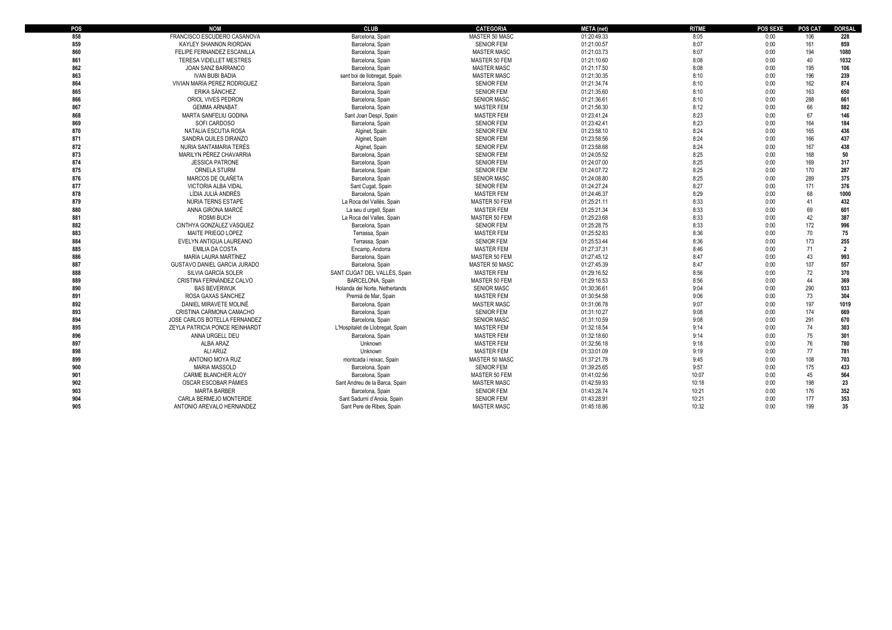| POS | NOM | CLUB | CATEGORIA | META (net) | RITME | POS SEXE | POS CAT | DORSAL |
|---|---|---|---|---|---|---|---|---|
| 858 | FRANCISCO ESCUDERO CASANOVA | Barcelona, Spain | MASTER 50 MASC | 01:20:49.33 | 8:05 | 0:00 | 106 | 228 |
| 859 | KAYLEY SHANNON RIORDAN | Barcelona, Spain | SENIOR FEM | 01:21:00.57 | 8:07 | 0:00 | 161 | 859 |
| 860 | FELIPE FERNANDEZ ESCANILLA | Barcelona, Spain | MASTER MASC | 01:21:03.73 | 8:07 | 0:00 | 194 | 1080 |
| 861 | TERESA VIDELLET MESTRES | Barcelona, Spain | MASTER 50 FEM | 01:21:10.60 | 8:08 | 0:00 | 40 | 1032 |
| 862 | JOAN SANZ BARRANCO | Barcelona, Spain | MASTER MASC | 01:21:17.50 | 8:08 | 0:00 | 195 | 106 |
| 863 | IVAN BUBI BADIA | sant boi de llobregat, Spain | MASTER MASC | 01:21:30.35 | 8:10 | 0:00 | 196 | 239 |
| 864 | VIVIAN MARÍA PEREZ RODRIGUEZ | Barcelona, Spain | SENIOR FEM | 01:21:34.74 | 8:10 | 0:00 | 162 | 874 |
| 865 | ERIKA SÀNCHEZ | Barcelona, Spain | SENIOR FEM | 01:21:35.60 | 8:10 | 0:00 | 163 | 650 |
| 866 | ORIOL VIVES PEDRON | Barcelona, Spain | SENIOR MASC | 01:21:36.61 | 8:10 | 0:00 | 288 | 661 |
| 867 | GEMMA ARNABAT | Barcelona, Spain | MASTER FEM | 01:21:56.30 | 8:12 | 0:00 | 66 | 882 |
| 868 | MARTA SANFELIU GODINA | Sant Joan Despí, Spain | MASTER FEM | 01:23:41.24 | 8:23 | 0:00 | 67 | 146 |
| 869 | SOFI CARDOSO | Barcelona, Spain | SENIOR FEM | 01:23:42.41 | 8:23 | 0:00 | 164 | 184 |
| 870 | NATALIA ESCUTIA ROSA | Alginet, Spain | SENIOR FEM | 01:23:58.10 | 8:24 | 0:00 | 165 | 436 |
| 871 | SANDRA QUILES DIRANZO | Alginet, Spain | SENIOR FEM | 01:23:58.56 | 8:24 | 0:00 | 166 | 437 |
| 872 | NURIA SANTAMARIA TERÉS | Alginet, Spain | SENIOR FEM | 01:23:58.68 | 8:24 | 0:00 | 167 | 438 |
| 873 | MARILYN PÉREZ CHAVARRIA | Barcelona, Spain | SENIOR FEM | 01:24:05.52 | 8:25 | 0:00 | 168 | 50 |
| 874 | JESSICA PATRONE | Barcelona, Spain | SENIOR FEM | 01:24:07.00 | 8:25 | 0:00 | 169 | 317 |
| 875 | ORNELA STURM | Barcelona, Spain | SENIOR FEM | 01:24:07.72 | 8:25 | 0:00 | 170 | 287 |
| 876 | MARCOS DE OLAÑETA | Barcelona, Spain | SENIOR MASC | 01:24:08.80 | 8:25 | 0:00 | 289 | 375 |
| 877 | VICTORIA ALBA VIDAL | Sant Cugat, Spain | SENIOR FEM | 01:24:27.24 | 8:27 | 0:00 | 171 | 376 |
| 878 | LÍDIA JULIÀ ANDRÉS | Barcelona, Spain | MASTER FEM | 01:24:46.37 | 8:29 | 0:00 | 68 | 1000 |
| 879 | NÚRIA TERNS ESTAPÉ | La Roca del Vallès, Spain | MASTER 50 FEM | 01:25:21.11 | 8:33 | 0:00 | 41 | 432 |
| 880 | ANNA GIRONA MARCÉ | La seu d urgell, Spain | MASTER FEM | 01:25:21.34 | 8:33 | 0:00 | 69 | 601 |
| 881 | ROSMI BUCH | La Roca del Valles, Spain | MASTER 50 FEM | 01:25:23.68 | 8:33 | 0:00 | 42 | 387 |
| 882 | CINTHYA GONZÁLEZ VÁSQUEZ | Barcelona, Spain | SENIOR FEM | 01:25:28.75 | 8:33 | 0:00 | 172 | 996 |
| 883 | MAITE PRIEGO LÓPEZ | Terrassa, Spain | MASTER FEM | 01:25:52.83 | 8:36 | 0:00 | 70 | 75 |
| 884 | EVELYN ANTIGUA LAUREANO | Terrassa, Spain | SENIOR FEM | 01:25:53.44 | 8:36 | 0:00 | 173 | 255 |
| 885 | EMILIA DA COSTA | Encamp, Andorra | MASTER FEM | 01:27:37.31 | 8:46 | 0:00 | 71 | 2 |
| 886 | MARÍA LAURA MARTÍNEZ | Barcelona, Spain | MASTER 50 FEM | 01:27:45.12 | 8:47 | 0:00 | 43 | 993 |
| 887 | GUSTAVO DANIEL GARCIA JURADO | Barcelona, Spain | MASTER 50 MASC | 01:27:45.39 | 8:47 | 0:00 | 107 | 557 |
| 888 | SILVIA GARCÍA SOLER | SANT CUGAT DEL VALLÈS, Spain | MASTER FEM | 01:29:16.52 | 8:56 | 0:00 | 72 | 370 |
| 889 | CRISTINA FERNÁNDEZ CALVO | BARCELONA, Spain | MASTER 50 FEM | 01:29:16.53 | 8:56 | 0:00 | 44 | 369 |
| 890 | BAS BEVERWIJK | Holanda del Norte, Netherlands | SENIOR MASC | 01:30:36.61 | 9:04 | 0:00 | 290 | 933 |
| 891 | ROSA GAXAS SÀNCHEZ | Premià de Mar, Spain | MASTER FEM | 01:30:54.58 | 9:06 | 0:00 | 73 | 304 |
| 892 | DANIEL MIRAVETE MOLINÉ | Barcelona, Spain | MASTER MASC | 01:31:06.78 | 9:07 | 0:00 | 197 | 1019 |
| 893 | CRISTINA CARMONA CAMACHO | Barcelona, Spain | SENIOR FEM | 01:31:10.27 | 9:08 | 0:00 | 174 | 669 |
| 894 | JOSE CARLOS BOTELLA FERNANDEZ | Barcelona, Spain | SENIOR MASC | 01:31:10.59 | 9:08 | 0:00 | 291 | 670 |
| 895 | ZEYLA PATRICIA PONCE REINHARDT | L'Hospitalet de Llobregat, Spain | MASTER FEM | 01:32:18.54 | 9:14 | 0:00 | 74 | 303 |
| 896 | ANNA URGELL DEU | Barcelona, Spain | MASTER FEM | 01:32:18.60 | 9:14 | 0:00 | 75 | 301 |
| 897 | ALBA ARAZ | Unknown | MASTER FEM | 01:32:56.18 | 9:18 | 0:00 | 76 | 780 |
| 898 | ALI ARUZ | Unknown | MASTER FEM | 01:33:01.09 | 9:19 | 0:00 | 77 | 781 |
| 899 | ANTONIO MOYA RUZ | montcada i reixac, Spain | MASTER 50 MASC | 01:37:21.78 | 9:45 | 0:00 | 108 | 703 |
| 900 | MARIA MASSOLD | Barcelona, Spain | SENIOR FEM | 01:39:25.65 | 9:57 | 0:00 | 175 | 433 |
| 901 | CARME BLANCHER ALOY | Barcelona, Spain | MASTER 50 FEM | 01:41:02.56 | 10:07 | 0:00 | 45 | 564 |
| 902 | OSCAR ESCOBAR PÀMIES | Sant Andreu de la Barca, Spain | MASTER MASC | 01:42:59.93 | 10:18 | 0:00 | 198 | 23 |
| 903 | MARTA BARBER | Barcelona, Spain | SENIOR FEM | 01:43:28.74 | 10:21 | 0:00 | 176 | 352 |
| 904 | CARLA BERMEJO MONTERDE | Sant Sadurní d'Anoia, Spain | SENIOR FEM | 01:43:28.91 | 10:21 | 0:00 | 177 | 353 |
| 905 | ANTONIO AREVALO HERNANDEZ | Sant Pere de Ribes, Spain | MASTER MASC | 01:45:18.86 | 10:32 | 0:00 | 199 | 35 |